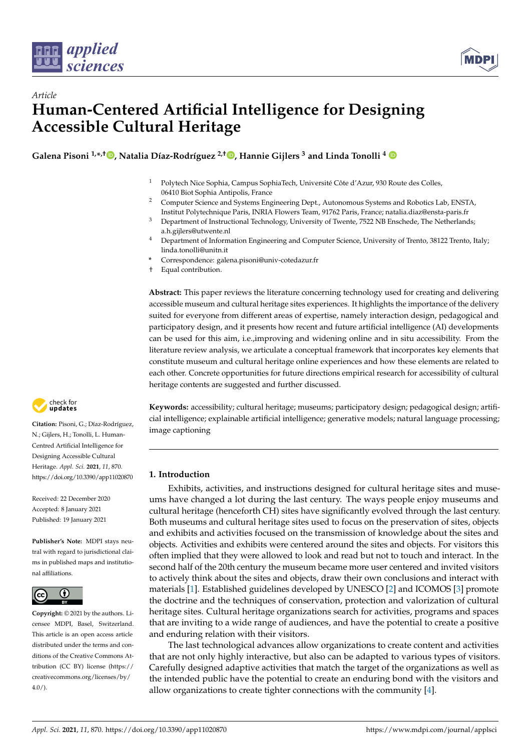*Article*

# Human-Centered Artificial Intelligence for Designing Accessible Cultural Heritage

**Galena Pisoni [1,*,†], Natalia Díaz-Rodríguez [2,†], Hannie Gijlers [3] and Linda Tonolli [4]**

1 Polytech Nice Sophia, Campus SophiaTech, Université Côte d'Azur, 930 Route des Colles, 06410 Biot Sophia Antipolis, France
2 Computer Science and Systems Engineering Dept., Autonomous Systems and Robotics Lab, ENSTA, Institut Polytechnique Paris, INRIA Flowers Team, 91762 Paris, France; natalia.diaz@ensta-paris.fr
3 Department of Instructional Technology, University of Twente, 7522 NB Enschede, The Netherlands; a.h.gijlers@utwente.nl
4 Department of Information Engineering and Computer Science, University of Trento, 38122 Trento, Italy; linda.tonolli@unitn.it
\* Correspondence: galena.pisoni@univ-cotedazur.fr
† Equal contribution.

**Abstract:** This paper reviews the literature concerning technology used for creating and delivering accessible museum and cultural heritage sites experiences. It highlights the importance of the delivery suited for everyone from different areas of expertise, namely interaction design, pedagogical and participatory design, and it presents how recent and future artificial intelligence (AI) developments can be used for this aim, i.e.,improving and widening online and in situ accessibility. From the literature review analysis, we articulate a conceptual framework that incorporates key elements that constitute museum and cultural heritage online experiences and how these elements are related to each other. Concrete opportunities for future directions empirical research for accessibility of cultural heritage contents are suggested and further discussed.

**Keywords:** accessibility; cultural heritage; museums; participatory design; pedagogical design; artificial intelligence; explainable artificial intelligence; generative models; natural language processing; image captioning

**Citation:** Pisoni, G.; Díaz-Rodríguez, N.; Gijlers, H.; Tonolli, L. Human-Centred Artificial Intelligence for Designing Accessible Cultural Heritage. *Appl. Sci.* **2021**, *11*, 870. https://doi.org/10.3390/app11020870

Received: 22 December 2020
Accepted: 8 January 2021
Published: 19 January 2021

**Publisher's Note:** MDPI stays neutral with regard to jurisdictional claims in published maps and institutional affiliations.

**Copyright:** © 2021 by the authors. Licensee MDPI, Basel, Switzerland. This article is an open access article distributed under the terms and conditions of the Creative Commons Attribution (CC BY) license (https://creativecommons.org/licenses/by/4.0/).

## 1. Introduction

Exhibits, activities, and instructions designed for cultural heritage sites and museums have changed a lot during the last century. The ways people enjoy museums and cultural heritage (henceforth CH) sites have significantly evolved through the last century. Both museums and cultural heritage sites used to focus on the preservation of sites, objects and exhibits and activities focused on the transmission of knowledge about the sites and objects. Activities and exhibits were centered around the sites and objects. For visitors this often implied that they were allowed to look and read but not to touch and interact. In the second half of the 20th century the museum became more user centered and invited visitors to actively think about the sites and objects, draw their own conclusions and interact with materials [1]. Established guidelines developed by UNESCO [2] and ICOMOS [3] promote the doctrine and the techniques of conservation, protection and valorization of cultural heritage sites. Cultural heritage organizations search for activities, programs and spaces that are inviting to a wide range of audiences, and have the potential to create a positive and enduring relation with their visitors.

The last technological advances allow organizations to create content and activities that are not only highly interactive, but also can be adapted to various types of visitors. Carefully designed adaptive activities that match the target of the organizations as well as the intended public have the potential to create an enduring bond with the visitors and allow organizations to create tighter connections with the community [4].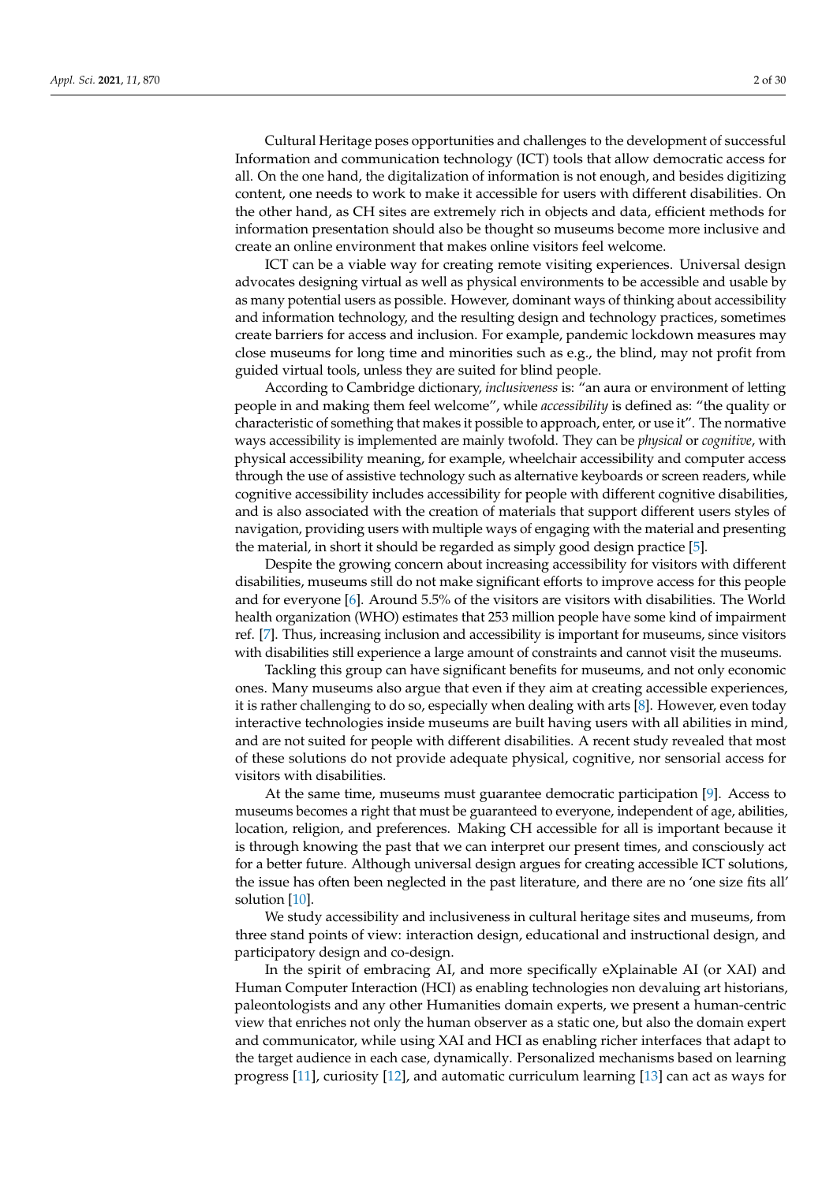Cultural Heritage poses opportunities and challenges to the development of successful Information and communication technology (ICT) tools that allow democratic access for all. On the one hand, the digitalization of information is not enough, and besides digitizing content, one needs to work to make it accessible for users with different disabilities. On the other hand, as CH sites are extremely rich in objects and data, efficient methods for information presentation should also be thought so museums become more inclusive and create an online environment that makes online visitors feel welcome.

ICT can be a viable way for creating remote visiting experiences. Universal design advocates designing virtual as well as physical environments to be accessible and usable by as many potential users as possible. However, dominant ways of thinking about accessibility and information technology, and the resulting design and technology practices, sometimes create barriers for access and inclusion. For example, pandemic lockdown measures may close museums for long time and minorities such as e.g., the blind, may not profit from guided virtual tools, unless they are suited for blind people.

According to Cambridge dictionary, *inclusiveness* is: "an aura or environment of letting people in and making them feel welcome", while *accessibility* is defined as: "the quality or characteristic of something that makes it possible to approach, enter, or use it". The normative ways accessibility is implemented are mainly twofold. They can be *physical* or *cognitive*, with physical accessibility meaning, for example, wheelchair accessibility and computer access through the use of assistive technology such as alternative keyboards or screen readers, while cognitive accessibility includes accessibility for people with different cognitive disabilities, and is also associated with the creation of materials that support different users styles of navigation, providing users with multiple ways of engaging with the material and presenting the material, in short it should be regarded as simply good design practice [5].

Despite the growing concern about increasing accessibility for visitors with different disabilities, museums still do not make significant efforts to improve access for this people and for everyone [6]. Around 5.5% of the visitors are visitors with disabilities. The World health organization (WHO) estimates that 253 million people have some kind of impairment ref. [7]. Thus, increasing inclusion and accessibility is important for museums, since visitors with disabilities still experience a large amount of constraints and cannot visit the museums.

Tackling this group can have significant benefits for museums, and not only economic ones. Many museums also argue that even if they aim at creating accessible experiences, it is rather challenging to do so, especially when dealing with arts [8]. However, even today interactive technologies inside museums are built having users with all abilities in mind, and are not suited for people with different disabilities. A recent study revealed that most of these solutions do not provide adequate physical, cognitive, nor sensorial access for visitors with disabilities.

At the same time, museums must guarantee democratic participation [9]. Access to museums becomes a right that must be guaranteed to everyone, independent of age, abilities, location, religion, and preferences. Making CH accessible for all is important because it is through knowing the past that we can interpret our present times, and consciously act for a better future. Although universal design argues for creating accessible ICT solutions, the issue has often been neglected in the past literature, and there are no 'one size fits all' solution [10].

We study accessibility and inclusiveness in cultural heritage sites and museums, from three stand points of view: interaction design, educational and instructional design, and participatory design and co-design.

In the spirit of embracing AI, and more specifically eXplainable AI (or XAI) and Human Computer Interaction (HCI) as enabling technologies non devaluing art historians, paleontologists and any other Humanities domain experts, we present a human-centric view that enriches not only the human observer as a static one, but also the domain expert and communicator, while using XAI and HCI as enabling richer interfaces that adapt to the target audience in each case, dynamically. Personalized mechanisms based on learning progress [11], curiosity [12], and automatic curriculum learning [13] can act as ways for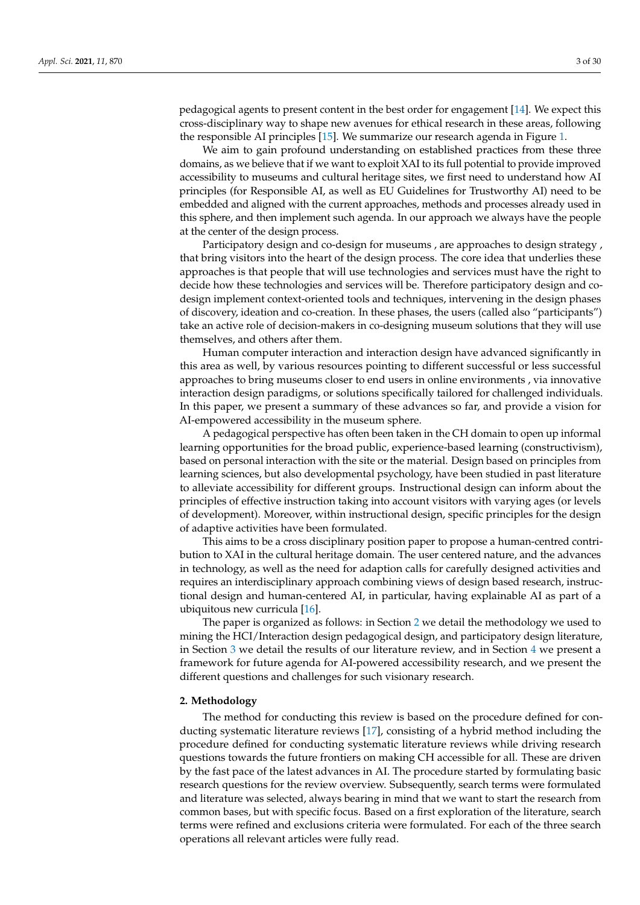pedagogical agents to present content in the best order for engagement [14]. We expect this cross-disciplinary way to shape new avenues for ethical research in these areas, following the responsible AI principles [15]. We summarize our research agenda in Figure 1.

We aim to gain profound understanding on established practices from these three domains, as we believe that if we want to exploit XAI to its full potential to provide improved accessibility to museums and cultural heritage sites, we first need to understand how AI principles (for Responsible AI, as well as EU Guidelines for Trustworthy AI) need to be embedded and aligned with the current approaches, methods and processes already used in this sphere, and then implement such agenda. In our approach we always have the people at the center of the design process.

Participatory design and co-design for museums , are approaches to design strategy , that bring visitors into the heart of the design process. The core idea that underlies these approaches is that people that will use technologies and services must have the right to decide how these technologies and services will be. Therefore participatory design and co-design implement context-oriented tools and techniques, intervening in the design phases of discovery, ideation and co-creation. In these phases, the users (called also "participants") take an active role of decision-makers in co-designing museum solutions that they will use themselves, and others after them.

Human computer interaction and interaction design have advanced significantly in this area as well, by various resources pointing to different successful or less successful approaches to bring museums closer to end users in online environments , via innovative interaction design paradigms, or solutions specifically tailored for challenged individuals. In this paper, we present a summary of these advances so far, and provide a vision for AI-empowered accessibility in the museum sphere.

A pedagogical perspective has often been taken in the CH domain to open up informal learning opportunities for the broad public, experience-based learning (constructivism), based on personal interaction with the site or the material. Design based on principles from learning sciences, but also developmental psychology, have been studied in past literature to alleviate accessibility for different groups. Instructional design can inform about the principles of effective instruction taking into account visitors with varying ages (or levels of development). Moreover, within instructional design, specific principles for the design of adaptive activities have been formulated.

This aims to be a cross disciplinary position paper to propose a human-centred contribution to XAI in the cultural heritage domain. The user centered nature, and the advances in technology, as well as the need for adaption calls for carefully designed activities and requires an interdisciplinary approach combining views of design based research, instructional design and human-centered AI, in particular, having explainable AI as part of a ubiquitous new curricula [16].

The paper is organized as follows: in Section 2 we detail the methodology we used to mining the HCI/Interaction design pedagogical design, and participatory design literature, in Section 3 we detail the results of our literature review, and in Section 4 we present a framework for future agenda for AI-powered accessibility research, and we present the different questions and challenges for such visionary research.

## 2. Methodology

The method for conducting this review is based on the procedure defined for conducting systematic literature reviews [17], consisting of a hybrid method including the procedure defined for conducting systematic literature reviews while driving research questions towards the future frontiers on making CH accessible for all. These are driven by the fast pace of the latest advances in AI. The procedure started by formulating basic research questions for the review overview. Subsequently, search terms were formulated and literature was selected, always bearing in mind that we want to start the research from common bases, but with specific focus. Based on a first exploration of the literature, search terms were refined and exclusions criteria were formulated. For each of the three search operations all relevant articles were fully read.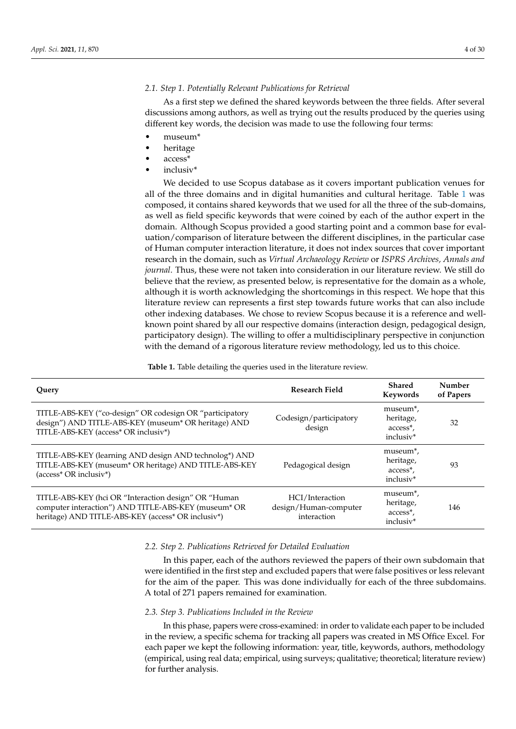### 2.1. Step 1. Potentially Relevant Publications for Retrieval

As a first step we defined the shared keywords between the three fields. After several discussions among authors, as well as trying out the results produced by the queries using different key words, the decision was made to use the following four terms:

- museum*
- heritage
- access*
- inclusiv*

We decided to use Scopus database as it covers important publication venues for all of the three domains and in digital humanities and cultural heritage. Table 1 was composed, it contains shared keywords that we used for all the three of the sub-domains, as well as field specific keywords that were coined by each of the author expert in the domain. Although Scopus provided a good starting point and a common base for evaluation/comparison of literature between the different disciplines, in the particular case of Human computer interaction literature, it does not index sources that cover important research in the domain, such as *Virtual Archaeology Review* or *ISPRS Archives, Annals and journal*. Thus, these were not taken into consideration in our literature review. We still do believe that the review, as presented below, is representative for the domain as a whole, although it is worth acknowledging the shortcomings in this respect. We hope that this literature review can represents a first step towards future works that can also include other indexing databases. We chose to review Scopus because it is a reference and well-known point shared by all our respective domains (interaction design, pedagogical design, participatory design). The willing to offer a multidisciplinary perspective in conjunction with the demand of a rigorous literature review methodology, led us to this choice.

**Table 1.** Table detailing the queries used in the literature review.

| Query | Research Field | Shared Keywords | Number of Papers |
| --- | --- | --- | --- |
| TITLE-ABS-KEY ("co-design" OR codesign OR "participatory design") AND TITLE-ABS-KEY (museum* OR heritage) AND TITLE-ABS-KEY (access* OR inclusiv*) | Codesign/participatory design | museum*, heritage, access*, inclusiv* | 32 |
| TITLE-ABS-KEY (learning AND design AND technolog*) AND TITLE-ABS-KEY (museum* OR heritage) AND TITLE-ABS-KEY (access* OR inclusiv*) | Pedagogical design | museum*, heritage, access*, inclusiv* | 93 |
| TITLE-ABS-KEY (hci OR "Interaction design" OR "Human computer interaction") AND TITLE-ABS-KEY (museum* OR heritage) AND TITLE-ABS-KEY (access* OR inclusiv*) | HCI/Interaction design/Human-computer interaction | museum*, heritage, access*, inclusiv* | 146 |

### 2.2. Step 2. Publications Retrieved for Detailed Evaluation

In this paper, each of the authors reviewed the papers of their own subdomain that were identified in the first step and excluded papers that were false positives or less relevant for the aim of the paper. This was done individually for each of the three subdomains. A total of 271 papers remained for examination.

### 2.3. Step 3. Publications Included in the Review

In this phase, papers were cross-examined: in order to validate each paper to be included in the review, a specific schema for tracking all papers was created in MS Office Excel. For each paper we kept the following information: year, title, keywords, authors, methodology (empirical, using real data; empirical, using surveys; qualitative; theoretical; literature review) for further analysis.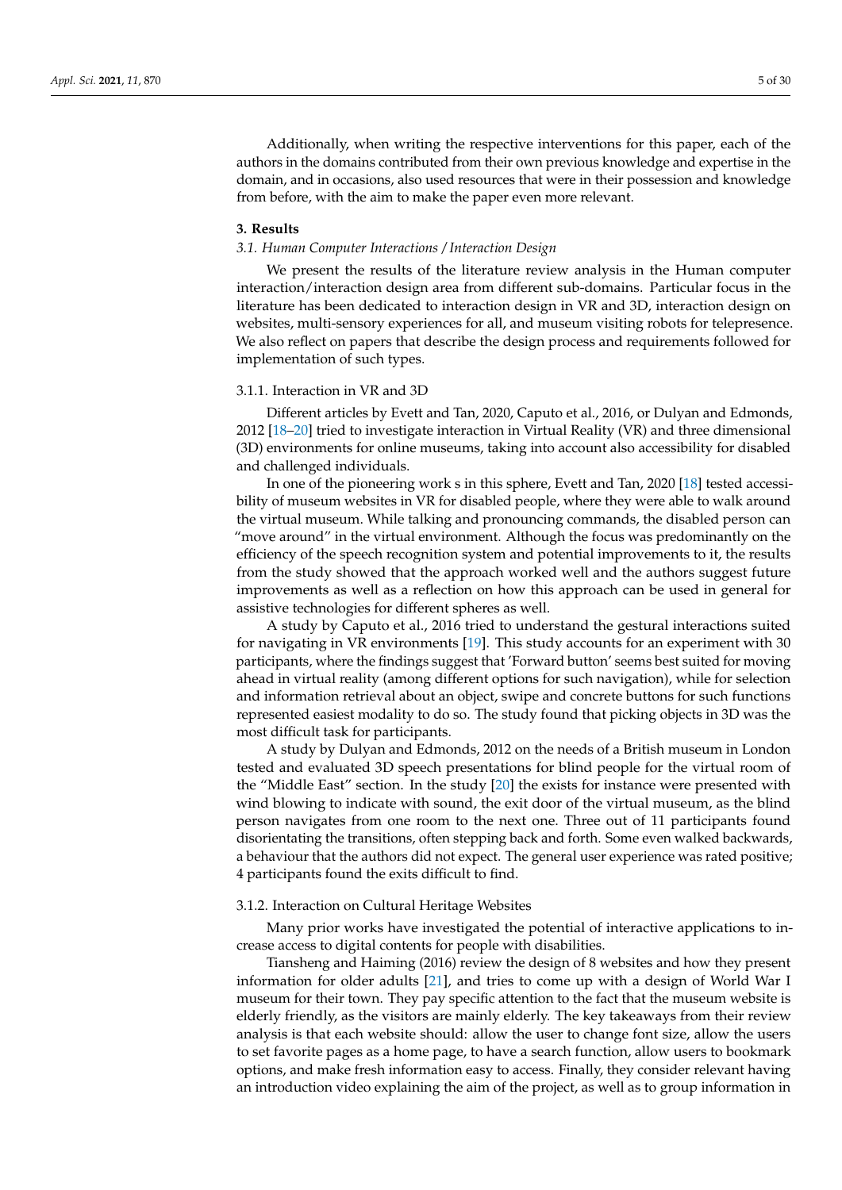Additionally, when writing the respective interventions for this paper, each of the authors in the domains contributed from their own previous knowledge and expertise in the domain, and in occasions, also used resources that were in their possession and knowledge from before, with the aim to make the paper even more relevant.

## 3. Results

### 3.1. Human Computer Interactions / Interaction Design

We present the results of the literature review analysis in the Human computer interaction/interaction design area from different sub-domains. Particular focus in the literature has been dedicated to interaction design in VR and 3D, interaction design on websites, multi-sensory experiences for all, and museum visiting robots for telepresence. We also reflect on papers that describe the design process and requirements followed for implementation of such types.

#### 3.1.1. Interaction in VR and 3D

Different articles by Evett and Tan, 2020, Caputo et al., 2016, or Dulyan and Edmonds, 2012 [18–20] tried to investigate interaction in Virtual Reality (VR) and three dimensional (3D) environments for online museums, taking into account also accessibility for disabled and challenged individuals.

In one of the pioneering work s in this sphere, Evett and Tan, 2020 [18] tested accessibility of museum websites in VR for disabled people, where they were able to walk around the virtual museum. While talking and pronouncing commands, the disabled person can "move around" in the virtual environment. Although the focus was predominantly on the efficiency of the speech recognition system and potential improvements to it, the results from the study showed that the approach worked well and the authors suggest future improvements as well as a reflection on how this approach can be used in general for assistive technologies for different spheres as well.

A study by Caputo et al., 2016 tried to understand the gestural interactions suited for navigating in VR environments [19]. This study accounts for an experiment with 30 participants, where the findings suggest that 'Forward button' seems best suited for moving ahead in virtual reality (among different options for such navigation), while for selection and information retrieval about an object, swipe and concrete buttons for such functions represented easiest modality to do so. The study found that picking objects in 3D was the most difficult task for participants.

A study by Dulyan and Edmonds, 2012 on the needs of a British museum in London tested and evaluated 3D speech presentations for blind people for the virtual room of the "Middle East" section. In the study [20] the exits for instance were presented with wind blowing to indicate with sound, the exit door of the virtual museum, as the blind person navigates from one room to the next one. Three out of 11 participants found disorientating the transitions, often stepping back and forth. Some even walked backwards, a behaviour that the authors did not expect. The general user experience was rated positive; 4 participants found the exits difficult to find.

#### 3.1.2. Interaction on Cultural Heritage Websites

Many prior works have investigated the potential of interactive applications to increase access to digital contents for people with disabilities.

Tiansheng and Haiming (2016) review the design of 8 websites and how they present information for older adults [21], and tries to come up with a design of World War I museum for their town. They pay specific attention to the fact that the museum website is elderly friendly, as the visitors are mainly elderly. The key takeaways from their review analysis is that each website should: allow the user to change font size, allow the users to set favorite pages as a home page, to have a search function, allow users to bookmark options, and make fresh information easy to access. Finally, they consider relevant having an introduction video explaining the aim of the project, as well as to group information in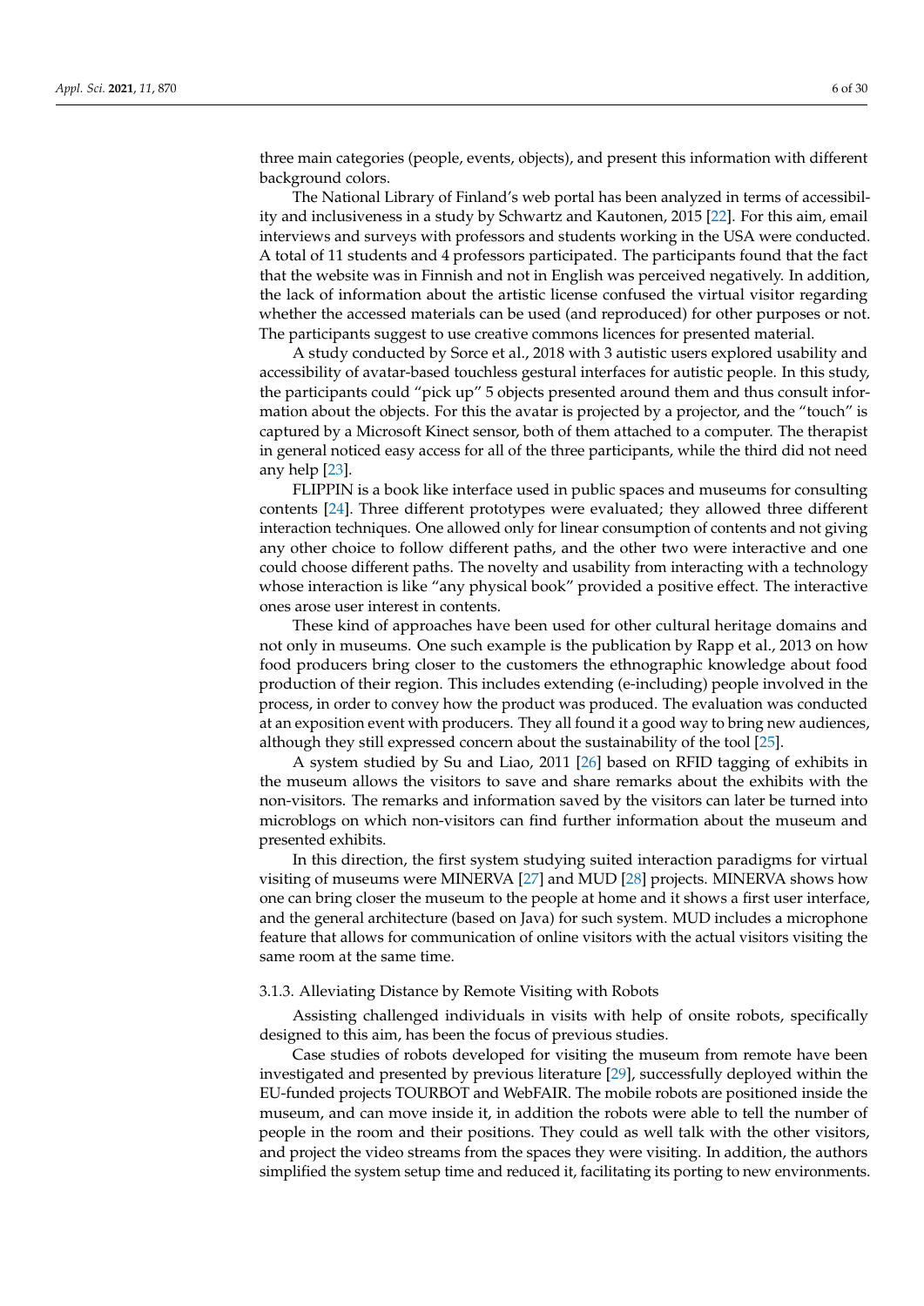three main categories (people, events, objects), and present this information with different background colors.

The National Library of Finland's web portal has been analyzed in terms of accessibility and inclusiveness in a study by Schwartz and Kautonen, 2015 [22]. For this aim, email interviews and surveys with professors and students working in the USA were conducted. A total of 11 students and 4 professors participated. The participants found that the fact that the website was in Finnish and not in English was perceived negatively. In addition, the lack of information about the artistic license confused the virtual visitor regarding whether the accessed materials can be used (and reproduced) for other purposes or not. The participants suggest to use creative commons licences for presented material.

A study conducted by Sorce et al., 2018 with 3 autistic users explored usability and accessibility of avatar-based touchless gestural interfaces for autistic people. In this study, the participants could "pick up" 5 objects presented around them and thus consult information about the objects. For this the avatar is projected by a projector, and the "touch" is captured by a Microsoft Kinect sensor, both of them attached to a computer. The therapist in general noticed easy access for all of the three participants, while the third did not need any help [23].

FLIPPIN is a book like interface used in public spaces and museums for consulting contents [24]. Three different prototypes were evaluated; they allowed three different interaction techniques. One allowed only for linear consumption of contents and not giving any other choice to follow different paths, and the other two were interactive and one could choose different paths. The novelty and usability from interacting with a technology whose interaction is like "any physical book" provided a positive effect. The interactive ones arose user interest in contents.

These kind of approaches have been used for other cultural heritage domains and not only in museums. One such example is the publication by Rapp et al., 2013 on how food producers bring closer to the customers the ethnographic knowledge about food production of their region. This includes extending (e-including) people involved in the process, in order to convey how the product was produced. The evaluation was conducted at an exposition event with producers. They all found it a good way to bring new audiences, although they still expressed concern about the sustainability of the tool [25].

A system studied by Su and Liao, 2011 [26] based on RFID tagging of exhibits in the museum allows the visitors to save and share remarks about the exhibits with the non-visitors. The remarks and information saved by the visitors can later be turned into microblogs on which non-visitors can find further information about the museum and presented exhibits.

In this direction, the first system studying suited interaction paradigms for virtual visiting of museums were MINERVA [27] and MUD [28] projects. MINERVA shows how one can bring closer the museum to the people at home and it shows a first user interface, and the general architecture (based on Java) for such system. MUD includes a microphone feature that allows for communication of online visitors with the actual visitors visiting the same room at the same time.

#### 3.1.3. Alleviating Distance by Remote Visiting with Robots

Assisting challenged individuals in visits with help of onsite robots, specifically designed to this aim, has been the focus of previous studies.

Case studies of robots developed for visiting the museum from remote have been investigated and presented by previous literature [29], successfully deployed within the EU-funded projects TOURBOT and WebFAIR. The mobile robots are positioned inside the museum, and can move inside it, in addition the robots were able to tell the number of people in the room and their positions. They could as well talk with the other visitors, and project the video streams from the spaces they were visiting. In addition, the authors simplified the system setup time and reduced it, facilitating its porting to new environments.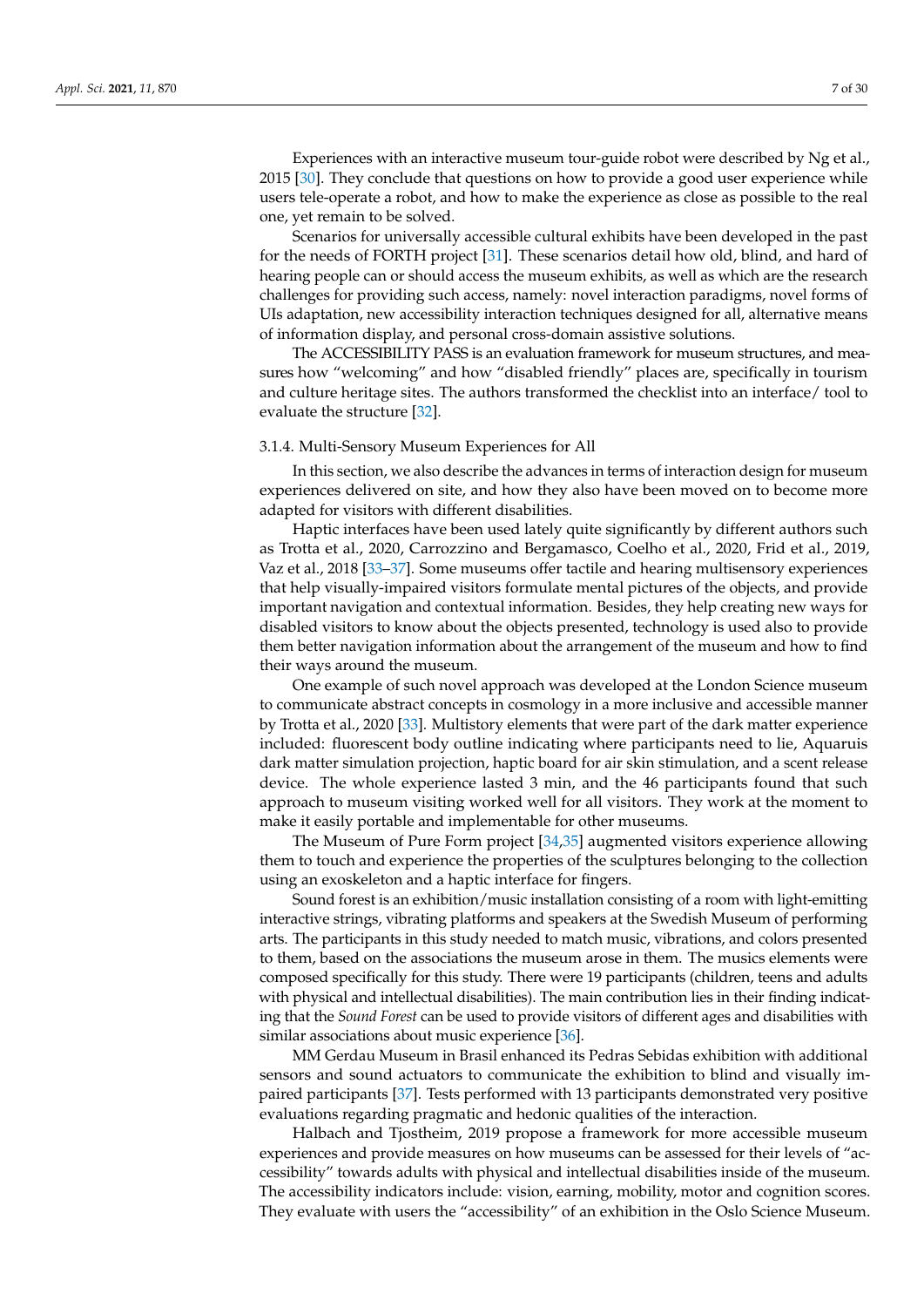Experiences with an interactive museum tour-guide robot were described by Ng et al., 2015 [30]. They conclude that questions on how to provide a good user experience while users tele-operate a robot, and how to make the experience as close as possible to the real one, yet remain to be solved.

Scenarios for universally accessible cultural exhibits have been developed in the past for the needs of FORTH project [31]. These scenarios detail how old, blind, and hard of hearing people can or should access the museum exhibits, as well as which are the research challenges for providing such access, namely: novel interaction paradigms, novel forms of UIs adaptation, new accessibility interaction techniques designed for all, alternative means of information display, and personal cross-domain assistive solutions.

The ACCESSIBILITY PASS is an evaluation framework for museum structures, and measures how "welcoming" and how "disabled friendly" places are, specifically in tourism and culture heritage sites. The authors transformed the checklist into an interface/ tool to evaluate the structure [32].

#### 3.1.4. Multi-Sensory Museum Experiences for All

In this section, we also describe the advances in terms of interaction design for museum experiences delivered on site, and how they also have been moved on to become more adapted for visitors with different disabilities.

Haptic interfaces have been used lately quite significantly by different authors such as Trotta et al., 2020, Carrozzino and Bergamasco, Coelho et al., 2020, Frid et al., 2019, Vaz et al., 2018 [33–37]. Some museums offer tactile and hearing multisensory experiences that help visually-impaired visitors formulate mental pictures of the objects, and provide important navigation and contextual information. Besides, they help creating new ways for disabled visitors to know about the objects presented, technology is used also to provide them better navigation information about the arrangement of the museum and how to find their ways around the museum.

One example of such novel approach was developed at the London Science museum to communicate abstract concepts in cosmology in a more inclusive and accessible manner by Trotta et al., 2020 [33]. Multistory elements that were part of the dark matter experience included: fluorescent body outline indicating where participants need to lie, Aquaruis dark matter simulation projection, haptic board for air skin stimulation, and a scent release device. The whole experience lasted 3 min, and the 46 participants found that such approach to museum visiting worked well for all visitors. They work at the moment to make it easily portable and implementable for other museums.

The Museum of Pure Form project [34,35] augmented visitors experience allowing them to touch and experience the properties of the sculptures belonging to the collection using an exoskeleton and a haptic interface for fingers.

Sound forest is an exhibition/music installation consisting of a room with light-emitting interactive strings, vibrating platforms and speakers at the Swedish Museum of performing arts. The participants in this study needed to match music, vibrations, and colors presented to them, based on the associations the museum arose in them. The musics elements were composed specifically for this study. There were 19 participants (children, teens and adults with physical and intellectual disabilities). The main contribution lies in their finding indicating that the *Sound Forest* can be used to provide visitors of different ages and disabilities with similar associations about music experience [36].

MM Gerdau Museum in Brasil enhanced its Pedras Sebidas exhibition with additional sensors and sound actuators to communicate the exhibition to blind and visually impaired participants [37]. Tests performed with 13 participants demonstrated very positive evaluations regarding pragmatic and hedonic qualities of the interaction.

Halbach and Tjostheim, 2019 propose a framework for more accessible museum experiences and provide measures on how museums can be assessed for their levels of "accessibility" towards adults with physical and intellectual disabilities inside of the museum. The accessibility indicators include: vision, earning, mobility, motor and cognition scores. They evaluate with users the "accessibility" of an exhibition in the Oslo Science Museum.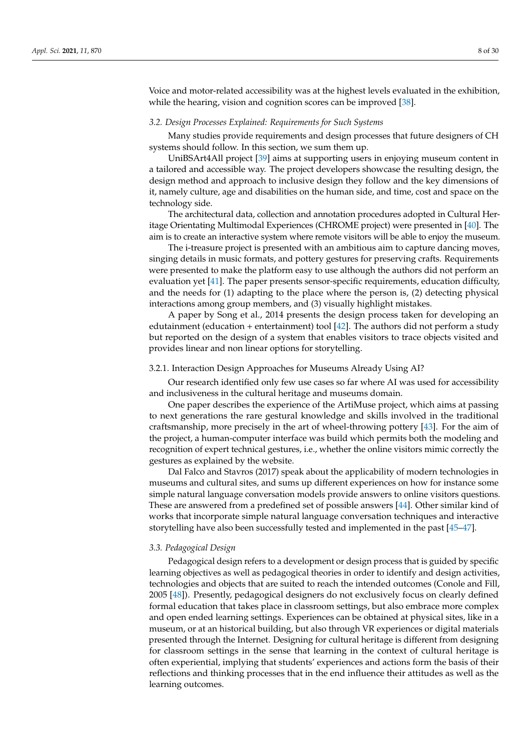Voice and motor-related accessibility was at the highest levels evaluated in the exhibition, while the hearing, vision and cognition scores can be improved [38].

### *3.2. Design Processes Explained: Requirements for Such Systems*

Many studies provide requirements and design processes that future designers of CH systems should follow. In this section, we sum them up.

UniBSArt4All project [39] aims at supporting users in enjoying museum content in a tailored and accessible way. The project developers showcase the resulting design, the design method and approach to inclusive design they follow and the key dimensions of it, namely culture, age and disabilities on the human side, and time, cost and space on the technology side.

The architectural data, collection and annotation procedures adopted in Cultural Heritage Orientating Multimodal Experiences (CHROME project) were presented in [40]. The aim is to create an interactive system where remote visitors will be able to enjoy the museum.

The i-treasure project is presented with an ambitious aim to capture dancing moves, singing details in music formats, and pottery gestures for preserving crafts. Requirements were presented to make the platform easy to use although the authors did not perform an evaluation yet [41]. The paper presents sensor-specific requirements, education difficulty, and the needs for (1) adapting to the place where the person is, (2) detecting physical interactions among group members, and (3) visually highlight mistakes.

A paper by Song et al., 2014 presents the design process taken for developing an edutainment (education + entertainment) tool [42]. The authors did not perform a study but reported on the design of a system that enables visitors to trace objects visited and provides linear and non linear options for storytelling.

#### 3.2.1. Interaction Design Approaches for Museums Already Using AI?

Our research identified only few use cases so far where AI was used for accessibility and inclusiveness in the cultural heritage and museums domain.

One paper describes the experience of the ArtiMuse project, which aims at passing to next generations the rare gestural knowledge and skills involved in the traditional craftsmanship, more precisely in the art of wheel-throwing pottery [43]. For the aim of the project, a human-computer interface was build which permits both the modeling and recognition of expert technical gestures, i.e., whether the online visitors mimic correctly the gestures as explained by the website.

Dal Falco and Stavros (2017) speak about the applicability of modern technologies in museums and cultural sites, and sums up different experiences on how for instance some simple natural language conversation models provide answers to online visitors questions. These are answered from a predefined set of possible answers [44]. Other similar kind of works that incorporate simple natural language conversation techniques and interactive storytelling have also been successfully tested and implemented in the past [45–47].

### *3.3. Pedagogical Design*

Pedagogical design refers to a development or design process that is guided by specific learning objectives as well as pedagogical theories in order to identify and design activities, technologies and objects that are suited to reach the intended outcomes (Conole and Fill, 2005 [48]). Presently, pedagogical designers do not exclusively focus on clearly defined formal education that takes place in classroom settings, but also embrace more complex and open ended learning settings. Experiences can be obtained at physical sites, like in a museum, or at an historical building, but also through VR experiences or digital materials presented through the Internet. Designing for cultural heritage is different from designing for classroom settings in the sense that learning in the context of cultural heritage is often experiential, implying that students' experiences and actions form the basis of their reflections and thinking processes that in the end influence their attitudes as well as the learning outcomes.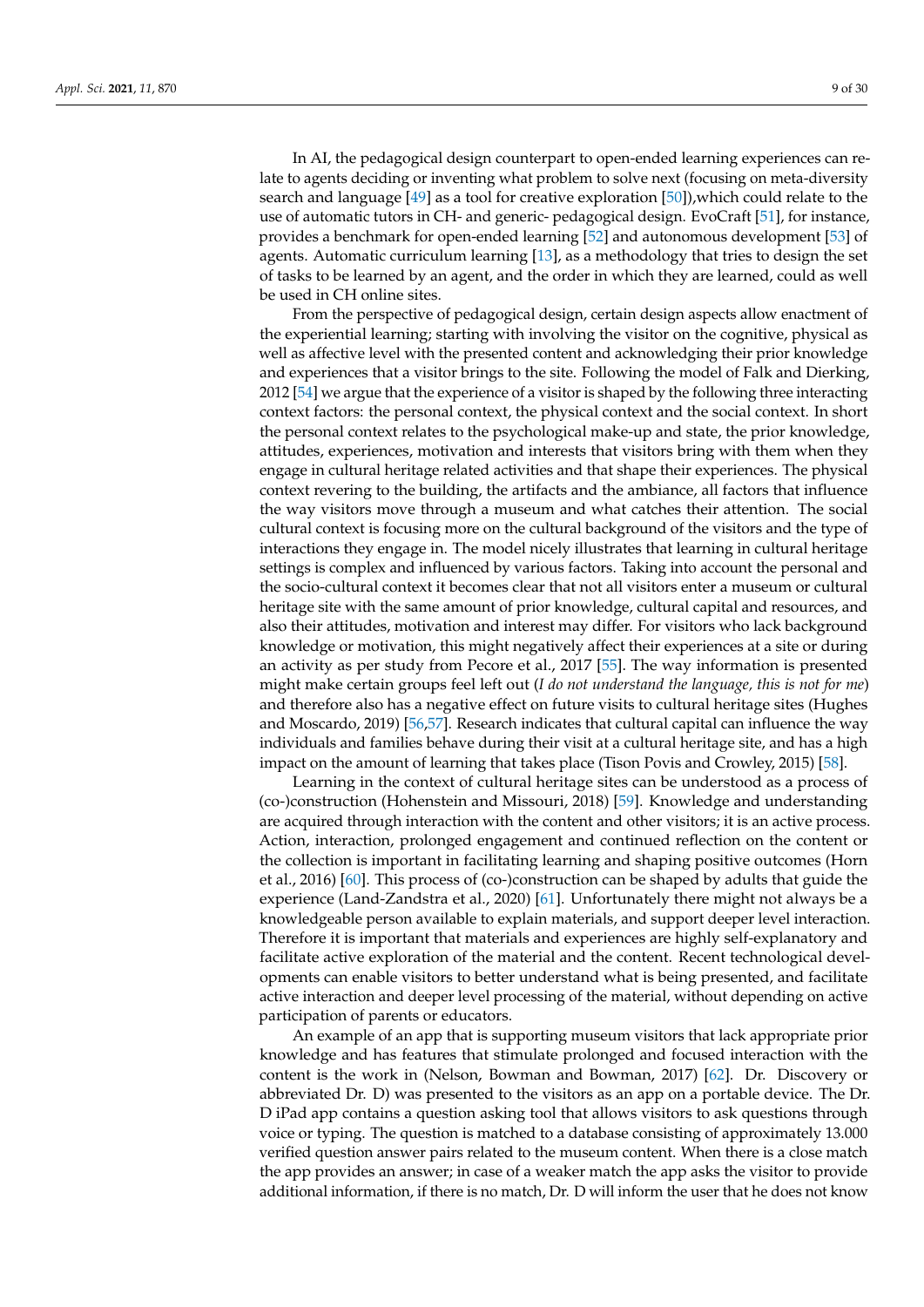In AI, the pedagogical design counterpart to open-ended learning experiences can relate to agents deciding or inventing what problem to solve next (focusing on meta-diversity search and language [49] as a tool for creative exploration [50]),which could relate to the use of automatic tutors in CH- and generic- pedagogical design. EvoCraft [51], for instance, provides a benchmark for open-ended learning [52] and autonomous development [53] of agents. Automatic curriculum learning [13], as a methodology that tries to design the set of tasks to be learned by an agent, and the order in which they are learned, could as well be used in CH online sites.

From the perspective of pedagogical design, certain design aspects allow enactment of the experiential learning; starting with involving the visitor on the cognitive, physical as well as affective level with the presented content and acknowledging their prior knowledge and experiences that a visitor brings to the site. Following the model of Falk and Dierking, 2012 [54] we argue that the experience of a visitor is shaped by the following three interacting context factors: the personal context, the physical context and the social context. In short the personal context relates to the psychological make-up and state, the prior knowledge, attitudes, experiences, motivation and interests that visitors bring with them when they engage in cultural heritage related activities and that shape their experiences. The physical context revering to the building, the artifacts and the ambiance, all factors that influence the way visitors move through a museum and what catches their attention. The social cultural context is focusing more on the cultural background of the visitors and the type of interactions they engage in. The model nicely illustrates that learning in cultural heritage settings is complex and influenced by various factors. Taking into account the personal and the socio-cultural context it becomes clear that not all visitors enter a museum or cultural heritage site with the same amount of prior knowledge, cultural capital and resources, and also their attitudes, motivation and interest may differ. For visitors who lack background knowledge or motivation, this might negatively affect their experiences at a site or during an activity as per study from Pecore et al., 2017 [55]. The way information is presented might make certain groups feel left out (*I do not understand the language, this is not for me*) and therefore also has a negative effect on future visits to cultural heritage sites (Hughes and Moscardo, 2019) [56,57]. Research indicates that cultural capital can influence the way individuals and families behave during their visit at a cultural heritage site, and has a high impact on the amount of learning that takes place (Tison Povis and Crowley, 2015) [58].

Learning in the context of cultural heritage sites can be understood as a process of (co-)construction (Hohenstein and Missouri, 2018) [59]. Knowledge and understanding are acquired through interaction with the content and other visitors; it is an active process. Action, interaction, prolonged engagement and continued reflection on the content or the collection is important in facilitating learning and shaping positive outcomes (Horn et al., 2016) [60]. This process of (co-)construction can be shaped by adults that guide the experience (Land-Zandstra et al., 2020) [61]. Unfortunately there might not always be a knowledgeable person available to explain materials, and support deeper level interaction. Therefore it is important that materials and experiences are highly self-explanatory and facilitate active exploration of the material and the content. Recent technological developments can enable visitors to better understand what is being presented, and facilitate active interaction and deeper level processing of the material, without depending on active participation of parents or educators.

An example of an app that is supporting museum visitors that lack appropriate prior knowledge and has features that stimulate prolonged and focused interaction with the content is the work in (Nelson, Bowman and Bowman, 2017) [62]. Dr. Discovery or abbreviated Dr. D) was presented to the visitors as an app on a portable device. The Dr. D iPad app contains a question asking tool that allows visitors to ask questions through voice or typing. The question is matched to a database consisting of approximately 13.000 verified question answer pairs related to the museum content. When there is a close match the app provides an answer; in case of a weaker match the app asks the visitor to provide additional information, if there is no match, Dr. D will inform the user that he does not know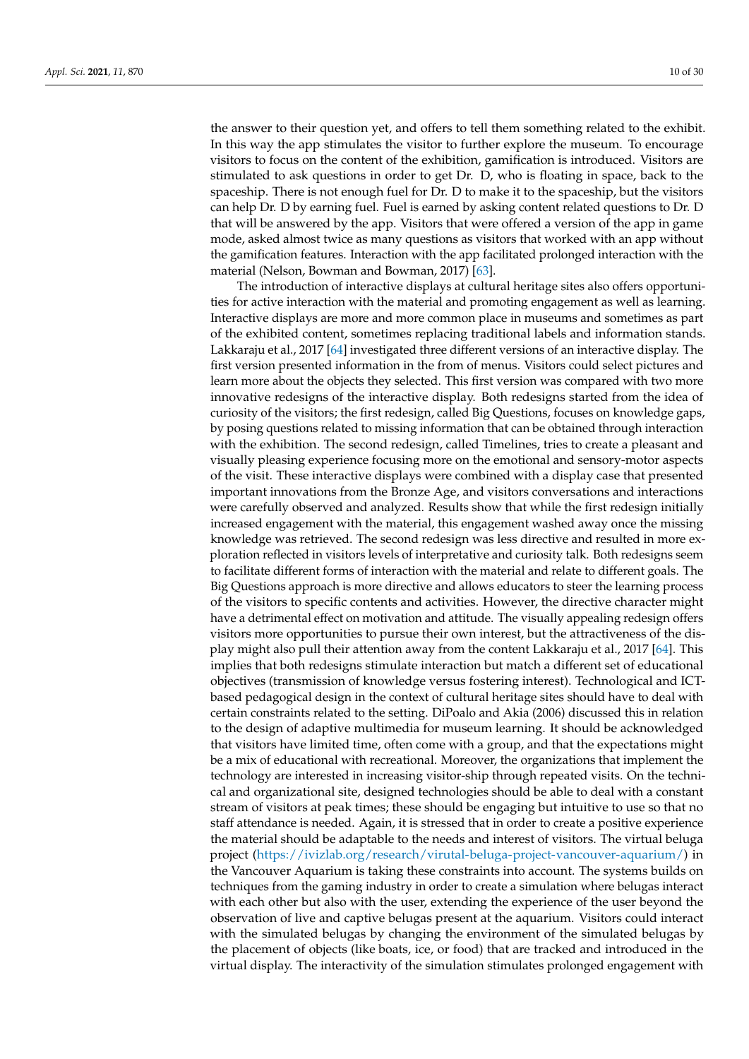the answer to their question yet, and offers to tell them something related to the exhibit. In this way the app stimulates the visitor to further explore the museum. To encourage visitors to focus on the content of the exhibition, gamification is introduced. Visitors are stimulated to ask questions in order to get Dr. D, who is floating in space, back to the spaceship. There is not enough fuel for Dr. D to make it to the spaceship, but the visitors can help Dr. D by earning fuel. Fuel is earned by asking content related questions to Dr. D that will be answered by the app. Visitors that were offered a version of the app in game mode, asked almost twice as many questions as visitors that worked with an app without the gamification features. Interaction with the app facilitated prolonged interaction with the material (Nelson, Bowman and Bowman, 2017) [63].

The introduction of interactive displays at cultural heritage sites also offers opportunities for active interaction with the material and promoting engagement as well as learning. Interactive displays are more and more common place in museums and sometimes as part of the exhibited content, sometimes replacing traditional labels and information stands. Lakkaraju et al., 2017 [64] investigated three different versions of an interactive display. The first version presented information in the from of menus. Visitors could select pictures and learn more about the objects they selected. This first version was compared with two more innovative redesigns of the interactive display. Both redesigns started from the idea of curiosity of the visitors; the first redesign, called Big Questions, focuses on knowledge gaps, by posing questions related to missing information that can be obtained through interaction with the exhibition. The second redesign, called Timelines, tries to create a pleasant and visually pleasing experience focusing more on the emotional and sensory-motor aspects of the visit. These interactive displays were combined with a display case that presented important innovations from the Bronze Age, and visitors conversations and interactions were carefully observed and analyzed. Results show that while the first redesign initially increased engagement with the material, this engagement washed away once the missing knowledge was retrieved. The second redesign was less directive and resulted in more exploration reflected in visitors levels of interpretative and curiosity talk. Both redesigns seem to facilitate different forms of interaction with the material and relate to different goals. The Big Questions approach is more directive and allows educators to steer the learning process of the visitors to specific contents and activities. However, the directive character might have a detrimental effect on motivation and attitude. The visually appealing redesign offers visitors more opportunities to pursue their own interest, but the attractiveness of the display might also pull their attention away from the content Lakkaraju et al., 2017 [64]. This implies that both redesigns stimulate interaction but match a different set of educational objectives (transmission of knowledge versus fostering interest). Technological and ICT-based pedagogical design in the context of cultural heritage sites should have to deal with certain constraints related to the setting. DiPoalo and Akia (2006) discussed this in relation to the design of adaptive multimedia for museum learning. It should be acknowledged that visitors have limited time, often come with a group, and that the expectations might be a mix of educational with recreational. Moreover, the organizations that implement the technology are interested in increasing visitor-ship through repeated visits. On the technical and organizational site, designed technologies should be able to deal with a constant stream of visitors at peak times; these should be engaging but intuitive to use so that no staff attendance is needed. Again, it is stressed that in order to create a positive experience the material should be adaptable to the needs and interest of visitors. The virtual beluga project (https://ivizlab.org/research/virutal-beluga-project-vancouver-aquarium/) in the Vancouver Aquarium is taking these constraints into account. The systems builds on techniques from the gaming industry in order to create a simulation where belugas interact with each other but also with the user, extending the experience of the user beyond the observation of live and captive belugas present at the aquarium. Visitors could interact with the simulated belugas by changing the environment of the simulated belugas by the placement of objects (like boats, ice, or food) that are tracked and introduced in the virtual display. The interactivity of the simulation stimulates prolonged engagement with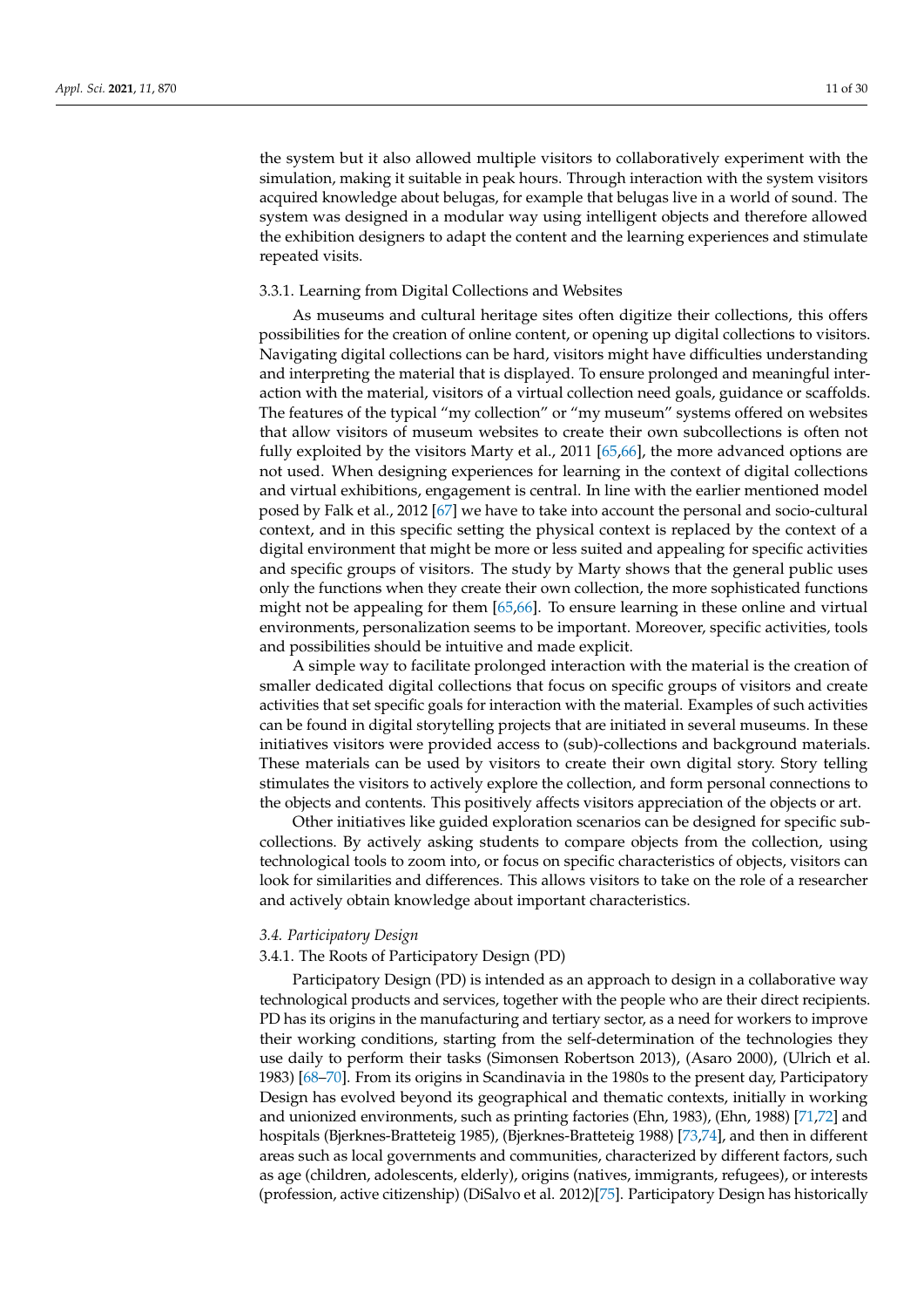the system but it also allowed multiple visitors to collaboratively experiment with the simulation, making it suitable in peak hours. Through interaction with the system visitors acquired knowledge about belugas, for example that belugas live in a world of sound. The system was designed in a modular way using intelligent objects and therefore allowed the exhibition designers to adapt the content and the learning experiences and stimulate repeated visits.

#### 3.3.1. Learning from Digital Collections and Websites

As museums and cultural heritage sites often digitize their collections, this offers possibilities for the creation of online content, or opening up digital collections to visitors. Navigating digital collections can be hard, visitors might have difficulties understanding and interpreting the material that is displayed. To ensure prolonged and meaningful interaction with the material, visitors of a virtual collection need goals, guidance or scaffolds. The features of the typical "my collection" or "my museum" systems offered on websites that allow visitors of museum websites to create their own subcollections is often not fully exploited by the visitors Marty et al., 2011 [65,66], the more advanced options are not used. When designing experiences for learning in the context of digital collections and virtual exhibitions, engagement is central. In line with the earlier mentioned model posed by Falk et al., 2012 [67] we have to take into account the personal and socio-cultural context, and in this specific setting the physical context is replaced by the context of a digital environment that might be more or less suited and appealing for specific activities and specific groups of visitors. The study by Marty shows that the general public uses only the functions when they create their own collection, the more sophisticated functions might not be appealing for them [65,66]. To ensure learning in these online and virtual environments, personalization seems to be important. Moreover, specific activities, tools and possibilities should be intuitive and made explicit.

A simple way to facilitate prolonged interaction with the material is the creation of smaller dedicated digital collections that focus on specific groups of visitors and create activities that set specific goals for interaction with the material. Examples of such activities can be found in digital storytelling projects that are initiated in several museums. In these initiatives visitors were provided access to (sub)-collections and background materials. These materials can be used by visitors to create their own digital story. Story telling stimulates the visitors to actively explore the collection, and form personal connections to the objects and contents. This positively affects visitors appreciation of the objects or art.

Other initiatives like guided exploration scenarios can be designed for specific subcollections. By actively asking students to compare objects from the collection, using technological tools to zoom into, or focus on specific characteristics of objects, visitors can look for similarities and differences. This allows visitors to take on the role of a researcher and actively obtain knowledge about important characteristics.

### *3.4. Participatory Design*

#### 3.4.1. The Roots of Participatory Design (PD)

Participatory Design (PD) is intended as an approach to design in a collaborative way technological products and services, together with the people who are their direct recipients. PD has its origins in the manufacturing and tertiary sector, as a need for workers to improve their working conditions, starting from the self-determination of the technologies they use daily to perform their tasks (Simonsen Robertson 2013), (Asaro 2000), (Ulrich et al. 1983) [68–70]. From its origins in Scandinavia in the 1980s to the present day, Participatory Design has evolved beyond its geographical and thematic contexts, initially in working and unionized environments, such as printing factories (Ehn, 1983), (Ehn, 1988) [71,72] and hospitals (Bjerknes-Bratteteig 1985), (Bjerknes-Bratteteig 1988) [73,74], and then in different areas such as local governments and communities, characterized by different factors, such as age (children, adolescents, elderly), origins (natives, immigrants, refugees), or interests (profession, active citizenship) (DiSalvo et al. 2012)[75]. Participatory Design has historically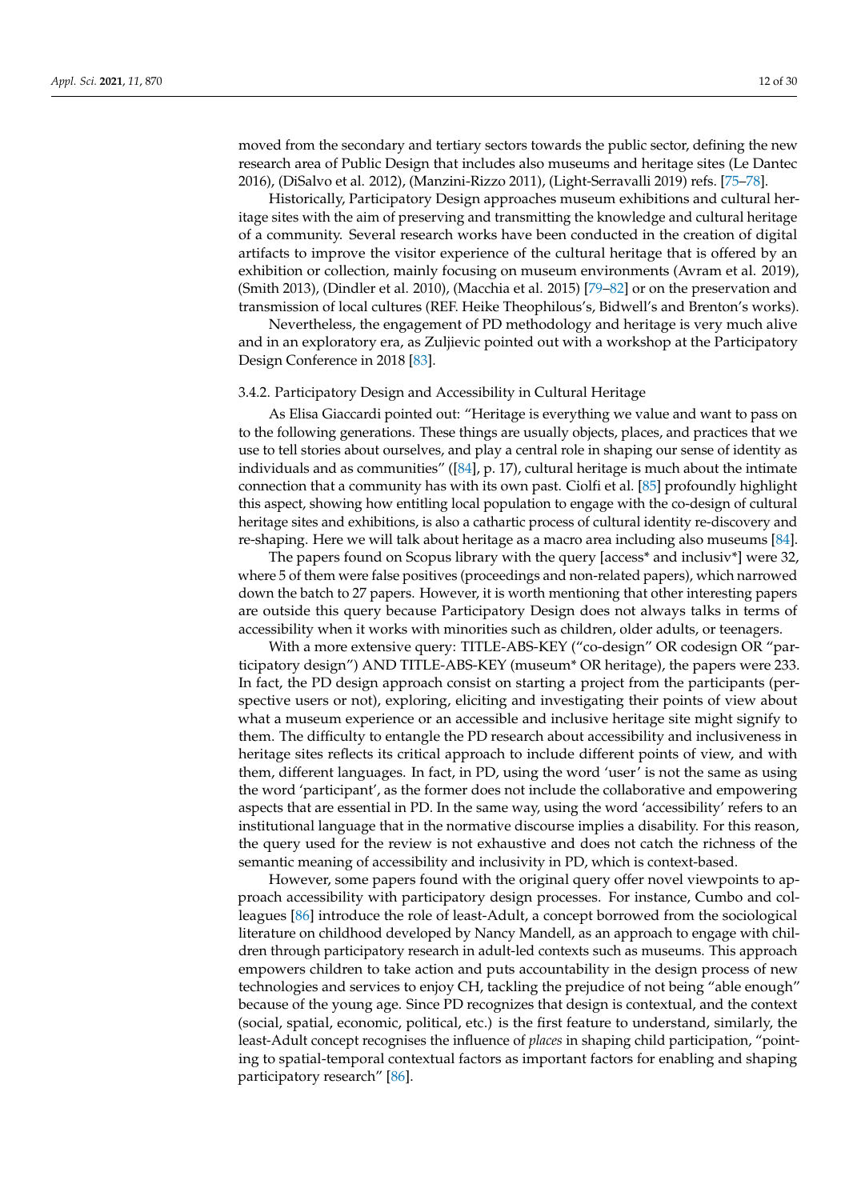moved from the secondary and tertiary sectors towards the public sector, defining the new research area of Public Design that includes also museums and heritage sites (Le Dantec 2016), (DiSalvo et al. 2012), (Manzini-Rizzo 2011), (Light-Serravalli 2019) refs. [75–78].

Historically, Participatory Design approaches museum exhibitions and cultural heritage sites with the aim of preserving and transmitting the knowledge and cultural heritage of a community. Several research works have been conducted in the creation of digital artifacts to improve the visitor experience of the cultural heritage that is offered by an exhibition or collection, mainly focusing on museum environments (Avram et al. 2019), (Smith 2013), (Dindler et al. 2010), (Macchia et al. 2015) [79–82] or on the preservation and transmission of local cultures (REF. Heike Theophilous's, Bidwell's and Brenton's works).

Nevertheless, the engagement of PD methodology and heritage is very much alive and in an exploratory era, as Zuljievic pointed out with a workshop at the Participatory Design Conference in 2018 [83].

### 3.4.2. Participatory Design and Accessibility in Cultural Heritage

As Elisa Giaccardi pointed out: "Heritage is everything we value and want to pass on to the following generations. These things are usually objects, places, and practices that we use to tell stories about ourselves, and play a central role in shaping our sense of identity as individuals and as communities" ([84], p. 17), cultural heritage is much about the intimate connection that a community has with its own past. Ciolfi et al. [85] profoundly highlight this aspect, showing how entitling local population to engage with the co-design of cultural heritage sites and exhibitions, is also a cathartic process of cultural identity re-discovery and re-shaping. Here we will talk about heritage as a macro area including also museums [84].

The papers found on Scopus library with the query [access* and inclusiv*] were 32, where 5 of them were false positives (proceedings and non-related papers), which narrowed down the batch to 27 papers. However, it is worth mentioning that other interesting papers are outside this query because Participatory Design does not always talks in terms of accessibility when it works with minorities such as children, older adults, or teenagers.

With a more extensive query: TITLE-ABS-KEY ("co-design" OR codesign OR "participatory design") AND TITLE-ABS-KEY (museum* OR heritage), the papers were 233. In fact, the PD design approach consist on starting a project from the participants (perspective users or not), exploring, eliciting and investigating their points of view about what a museum experience or an accessible and inclusive heritage site might signify to them. The difficulty to entangle the PD research about accessibility and inclusiveness in heritage sites reflects its critical approach to include different points of view, and with them, different languages. In fact, in PD, using the word 'user' is not the same as using the word 'participant', as the former does not include the collaborative and empowering aspects that are essential in PD. In the same way, using the word 'accessibility' refers to an institutional language that in the normative discourse implies a disability. For this reason, the query used for the review is not exhaustive and does not catch the richness of the semantic meaning of accessibility and inclusivity in PD, which is context-based.

However, some papers found with the original query offer novel viewpoints to approach accessibility with participatory design processes. For instance, Cumbo and colleagues [86] introduce the role of least-Adult, a concept borrowed from the sociological literature on childhood developed by Nancy Mandell, as an approach to engage with children through participatory research in adult-led contexts such as museums. This approach empowers children to take action and puts accountability in the design process of new technologies and services to enjoy CH, tackling the prejudice of not being "able enough" because of the young age. Since PD recognizes that design is contextual, and the context (social, spatial, economic, political, etc.) is the first feature to understand, similarly, the least-Adult concept recognises the influence of *places* in shaping child participation, "pointing to spatial-temporal contextual factors as important factors for enabling and shaping participatory research" [86].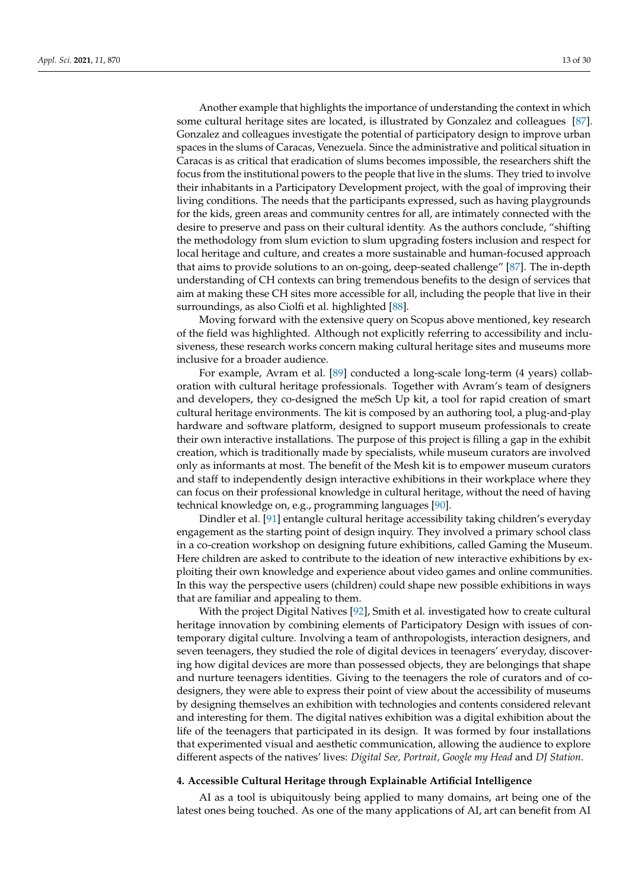Another example that highlights the importance of understanding the context in which some cultural heritage sites are located, is illustrated by Gonzalez and colleagues [87]. Gonzalez and colleagues investigate the potential of participatory design to improve urban spaces in the slums of Caracas, Venezuela. Since the administrative and political situation in Caracas is as critical that eradication of slums becomes impossible, the researchers shift the focus from the institutional powers to the people that live in the slums. They tried to involve their inhabitants in a Participatory Development project, with the goal of improving their living conditions. The needs that the participants expressed, such as having playgrounds for the kids, green areas and community centres for all, are intimately connected with the desire to preserve and pass on their cultural identity. As the authors conclude, "shifting the methodology from slum eviction to slum upgrading fosters inclusion and respect for local heritage and culture, and creates a more sustainable and human-focused approach that aims to provide solutions to an on-going, deep-seated challenge" [87]. The in-depth understanding of CH contexts can bring tremendous benefits to the design of services that aim at making these CH sites more accessible for all, including the people that live in their surroundings, as also Ciolfi et al. highlighted [88].

Moving forward with the extensive query on Scopus above mentioned, key research of the field was highlighted. Although not explicitly referring to accessibility and inclusiveness, these research works concern making cultural heritage sites and museums more inclusive for a broader audience.

For example, Avram et al. [89] conducted a long-scale long-term (4 years) collaboration with cultural heritage professionals. Together with Avram's team of designers and developers, they co-designed the meSch Up kit, a tool for rapid creation of smart cultural heritage environments. The kit is composed by an authoring tool, a plug-and-play hardware and software platform, designed to support museum professionals to create their own interactive installations. The purpose of this project is filling a gap in the exhibit creation, which is traditionally made by specialists, while museum curators are involved only as informants at most. The benefit of the Mesh kit is to empower museum curators and staff to independently design interactive exhibitions in their workplace where they can focus on their professional knowledge in cultural heritage, without the need of having technical knowledge on, e.g., programming languages [90].

Dindler et al. [91] entangle cultural heritage accessibility taking children's everyday engagement as the starting point of design inquiry. They involved a primary school class in a co-creation workshop on designing future exhibitions, called Gaming the Museum. Here children are asked to contribute to the ideation of new interactive exhibitions by exploiting their own knowledge and experience about video games and online communities. In this way the perspective users (children) could shape new possible exhibitions in ways that are familiar and appealing to them.

With the project Digital Natives [92], Smith et al. investigated how to create cultural heritage innovation by combining elements of Participatory Design with issues of contemporary digital culture. Involving a team of anthropologists, interaction designers, and seven teenagers, they studied the role of digital devices in teenagers' everyday, discovering how digital devices are more than possessed objects, they are belongings that shape and nurture teenagers identities. Giving to the teenagers the role of curators and of co-designers, they were able to express their point of view about the accessibility of museums by designing themselves an exhibition with technologies and contents considered relevant and interesting for them. The digital natives exhibition was a digital exhibition about the life of the teenagers that participated in its design. It was formed by four installations that experimented visual and aesthetic communication, allowing the audience to explore different aspects of the natives' lives: *Digital See, Portrait, Google my Head* and *DJ Station*.

## 4. Accessible Cultural Heritage through Explainable Artificial Intelligence

AI as a tool is ubiquitously being applied to many domains, art being one of the latest ones being touched. As one of the many applications of AI, art can benefit from AI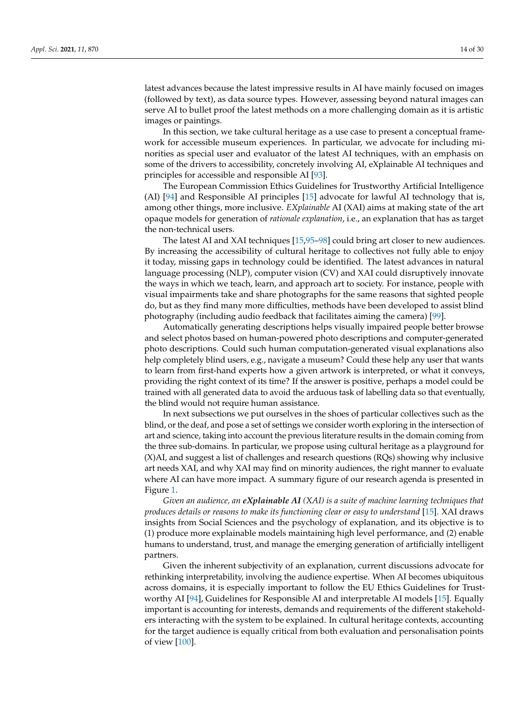latest advances because the latest impressive results in AI have mainly focused on images (followed by text), as data source types. However, assessing beyond natural images can serve AI to bullet proof the latest methods on a more challenging domain as it is artistic images or paintings.

In this section, we take cultural heritage as a use case to present a conceptual framework for accessible museum experiences. In particular, we advocate for including minorities as special user and evaluator of the latest AI techniques, with an emphasis on some of the drivers to accessibility, concretely involving AI, eXplainable AI techniques and principles for accessible and responsible AI [93].

The European Commission Ethics Guidelines for Trustworthy Artificial Intelligence (AI) [94] and Responsible AI principles [15] advocate for lawful AI technology that is, among other things, more inclusive. *EXplainable* AI (XAI) aims at making state of the art opaque models for generation of *rationale explanation*, i.e., an explanation that has as target the non-technical users.

The latest AI and XAI techniques [15,95–98] could bring art closer to new audiences. By increasing the accessibility of cultural heritage to collectives not fully able to enjoy it today, missing gaps in technology could be identified. The latest advances in natural language processing (NLP), computer vision (CV) and XAI could disruptively innovate the ways in which we teach, learn, and approach art to society. For instance, people with visual impairments take and share photographs for the same reasons that sighted people do, but as they find many more difficulties, methods have been developed to assist blind photography (including audio feedback that facilitates aiming the camera) [99].

Automatically generating descriptions helps visually impaired people better browse and select photos based on human-powered photo descriptions and computer-generated photo descriptions. Could such human computation-generated visual explanations also help completely blind users, e.g., navigate a museum? Could these help any user that wants to learn from first-hand experts how a given artwork is interpreted, or what it conveys, providing the right context of its time? If the answer is positive, perhaps a model could be trained with all generated data to avoid the arduous task of labelling data so that eventually, the blind would not require human assistance.

In next subsections we put ourselves in the shoes of particular collectives such as the blind, or the deaf, and pose a set of settings we consider worth exploring in the intersection of art and science, taking into account the previous literature results in the domain coming from the three sub-domains. In particular, we propose using cultural heritage as a playground for (X)AI, and suggest a list of challenges and research questions (RQs) showing why inclusive art needs XAI, and why XAI may find on minority audiences, the right manner to evaluate where AI can have more impact. A summary figure of our research agenda is presented in Figure 1.

*Given an audience, an **eXplainable AI** (XAI) is a suite of machine learning techniques that produces details or reasons to make its functioning clear or easy to understand* [15]. XAI draws insights from Social Sciences and the psychology of explanation, and its objective is to (1) produce more explainable models maintaining high level performance, and (2) enable humans to understand, trust, and manage the emerging generation of artificially intelligent partners.

Given the inherent subjectivity of an explanation, current discussions advocate for rethinking interpretability, involving the audience expertise. When AI becomes ubiquitous across domains, it is especially important to follow the EU Ethics Guidelines for Trustworthy AI [94], Guidelines for Responsible AI and interpretable AI models [15]. Equally important is accounting for interests, demands and requirements of the different stakeholders interacting with the system to be explained. In cultural heritage contexts, accounting for the target audience is equally critical from both evaluation and personalisation points of view [100].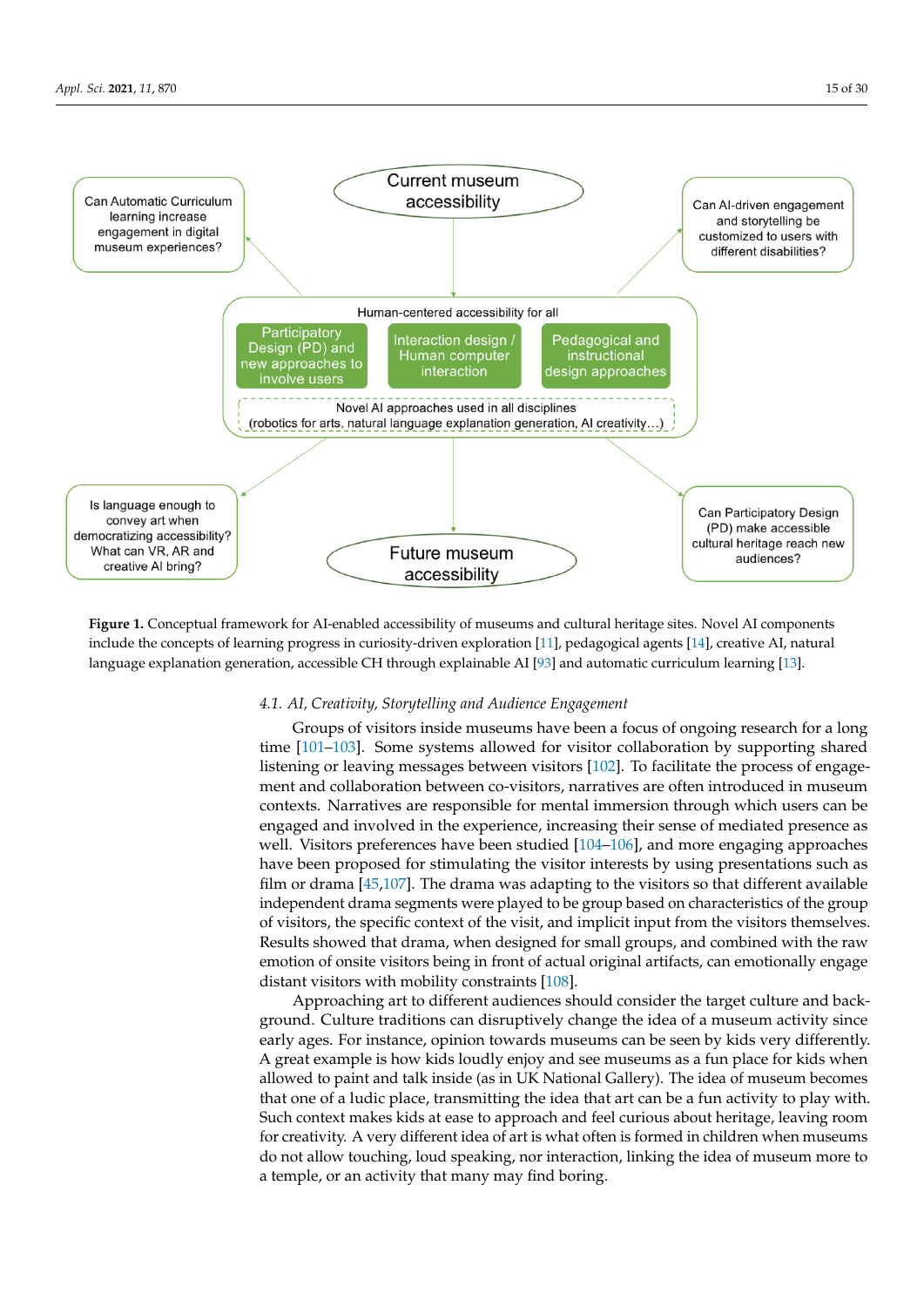Can Automatic Curriculum learning increase engagement in digital museum experiences?

Current museum accessibility

Can AI-driven engagement and storytelling be customized to users with different disabilities?

Human-centered accessibility for all

Participatory Design (PD) and new approaches to involve users

Interaction design / Human computer interaction

Pedagogical and instructional design approaches

Novel AI approaches used in all disciplines (robotics for arts, natural language explanation generation, AI creativity…)

Is language enough to convey art when democratizing accessibility? What can VR, AR and creative AI bring?

Future museum accessibility

Can Participatory Design (PD) make accessible cultural heritage reach new audiences?

**Figure 1.** Conceptual framework for AI-enabled accessibility of museums and cultural heritage sites. Novel AI components include the concepts of learning progress in curiosity-driven exploration [11], pedagogical agents [14], creative AI, natural language explanation generation, accessible CH through explainable AI [93] and automatic curriculum learning [13].

### *4.1. AI, Creativity, Storytelling and Audience Engagement*

Groups of visitors inside museums have been a focus of ongoing research for a long time [101–103]. Some systems allowed for visitor collaboration by supporting shared listening or leaving messages between visitors [102]. To facilitate the process of engagement and collaboration between co-visitors, narratives are often introduced in museum contexts. Narratives are responsible for mental immersion through which users can be engaged and involved in the experience, increasing their sense of mediated presence as well. Visitors preferences have been studied [104–106], and more engaging approaches have been proposed for stimulating the visitor interests by using presentations such as film or drama [45,107]. The drama was adapting to the visitors so that different available independent drama segments were played to be group based on characteristics of the group of visitors, the specific context of the visit, and implicit input from the visitors themselves. Results showed that drama, when designed for small groups, and combined with the raw emotion of onsite visitors being in front of actual original artifacts, can emotionally engage distant visitors with mobility constraints [108].

Approaching art to different audiences should consider the target culture and background. Culture traditions can disruptively change the idea of a museum activity since early ages. For instance, opinion towards museums can be seen by kids very differently. A great example is how kids loudly enjoy and see museums as a fun place for kids when allowed to paint and talk inside (as in UK National Gallery). The idea of museum becomes that one of a ludic place, transmitting the idea that art can be a fun activity to play with. Such context makes kids at ease to approach and feel curious about heritage, leaving room for creativity. A very different idea of art is what often is formed in children when museums do not allow touching, loud speaking, nor interaction, linking the idea of museum more to a temple, or an activity that many may find boring.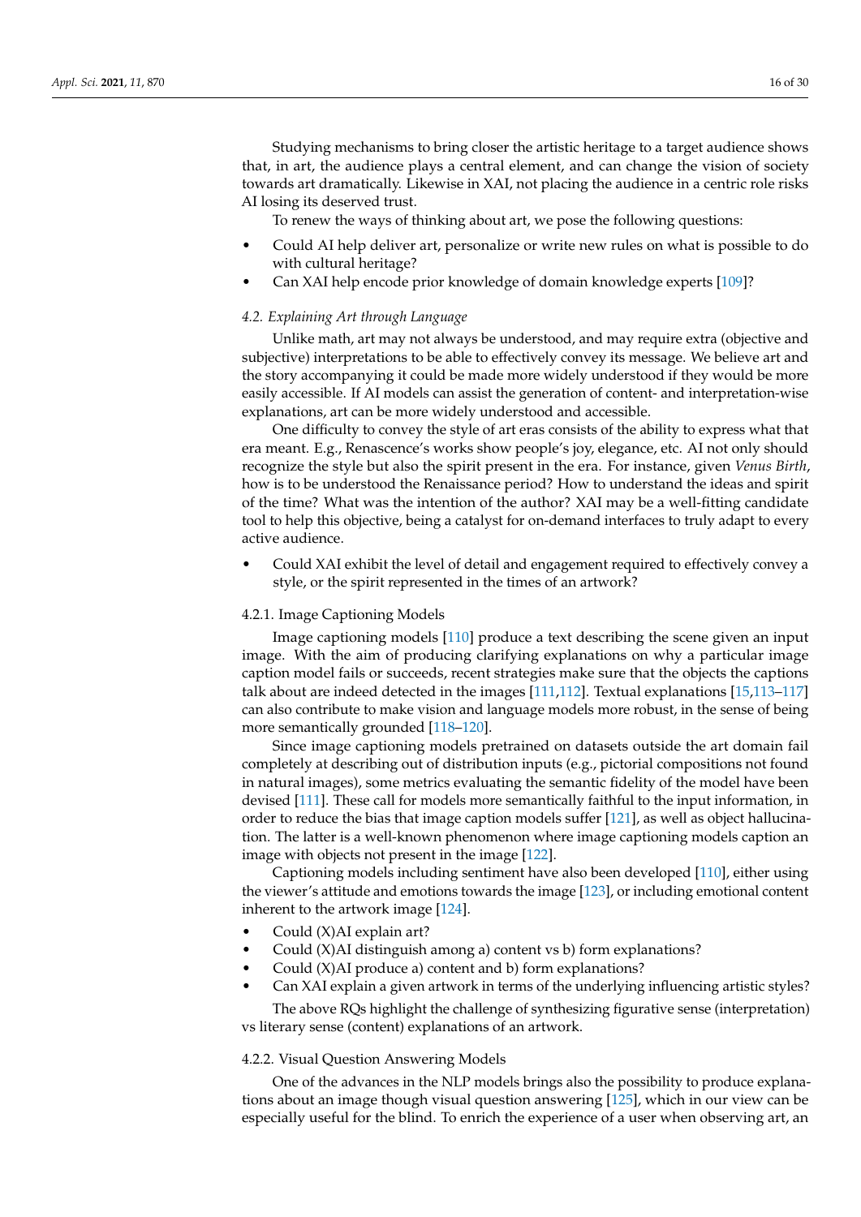Studying mechanisms to bring closer the artistic heritage to a target audience shows that, in art, the audience plays a central element, and can change the vision of society towards art dramatically. Likewise in XAI, not placing the audience in a centric role risks AI losing its deserved trust.

To renew the ways of thinking about art, we pose the following questions:

- Could AI help deliver art, personalize or write new rules on what is possible to do with cultural heritage?
- Can XAI help encode prior knowledge of domain knowledge experts [109]?

### 4.2. Explaining Art through Language

Unlike math, art may not always be understood, and may require extra (objective and subjective) interpretations to be able to effectively convey its message. We believe art and the story accompanying it could be made more widely understood if they would be more easily accessible. If AI models can assist the generation of content- and interpretation-wise explanations, art can be more widely understood and accessible.

One difficulty to convey the style of art eras consists of the ability to express what that era meant. E.g., Renascence's works show people's joy, elegance, etc. AI not only should recognize the style but also the spirit present in the era. For instance, given *Venus Birth*, how is to be understood the Renaissance period? How to understand the ideas and spirit of the time? What was the intention of the author? XAI may be a well-fitting candidate tool to help this objective, being a catalyst for on-demand interfaces to truly adapt to every active audience.

- Could XAI exhibit the level of detail and engagement required to effectively convey a style, or the spirit represented in the times of an artwork?

#### 4.2.1. Image Captioning Models

Image captioning models [110] produce a text describing the scene given an input image. With the aim of producing clarifying explanations on why a particular image caption model fails or succeeds, recent strategies make sure that the objects the captions talk about are indeed detected in the images [111,112]. Textual explanations [15,113–117] can also contribute to make vision and language models more robust, in the sense of being more semantically grounded [118–120].

Since image captioning models pretrained on datasets outside the art domain fail completely at describing out of distribution inputs (e.g., pictorial compositions not found in natural images), some metrics evaluating the semantic fidelity of the model have been devised [111]. These call for models more semantically faithful to the input information, in order to reduce the bias that image caption models suffer [121], as well as object hallucination. The latter is a well-known phenomenon where image captioning models caption an image with objects not present in the image [122].

Captioning models including sentiment have also been developed [110], either using the viewer's attitude and emotions towards the image [123], or including emotional content inherent to the artwork image [124].

- Could (X)AI explain art?
- Could (X)AI distinguish among a) content vs b) form explanations?
- Could (X)AI produce a) content and b) form explanations?
- Can XAI explain a given artwork in terms of the underlying influencing artistic styles?

The above RQs highlight the challenge of synthesizing figurative sense (interpretation) vs literary sense (content) explanations of an artwork.

#### 4.2.2. Visual Question Answering Models

One of the advances in the NLP models brings also the possibility to produce explanations about an image though visual question answering [125], which in our view can be especially useful for the blind. To enrich the experience of a user when observing art, an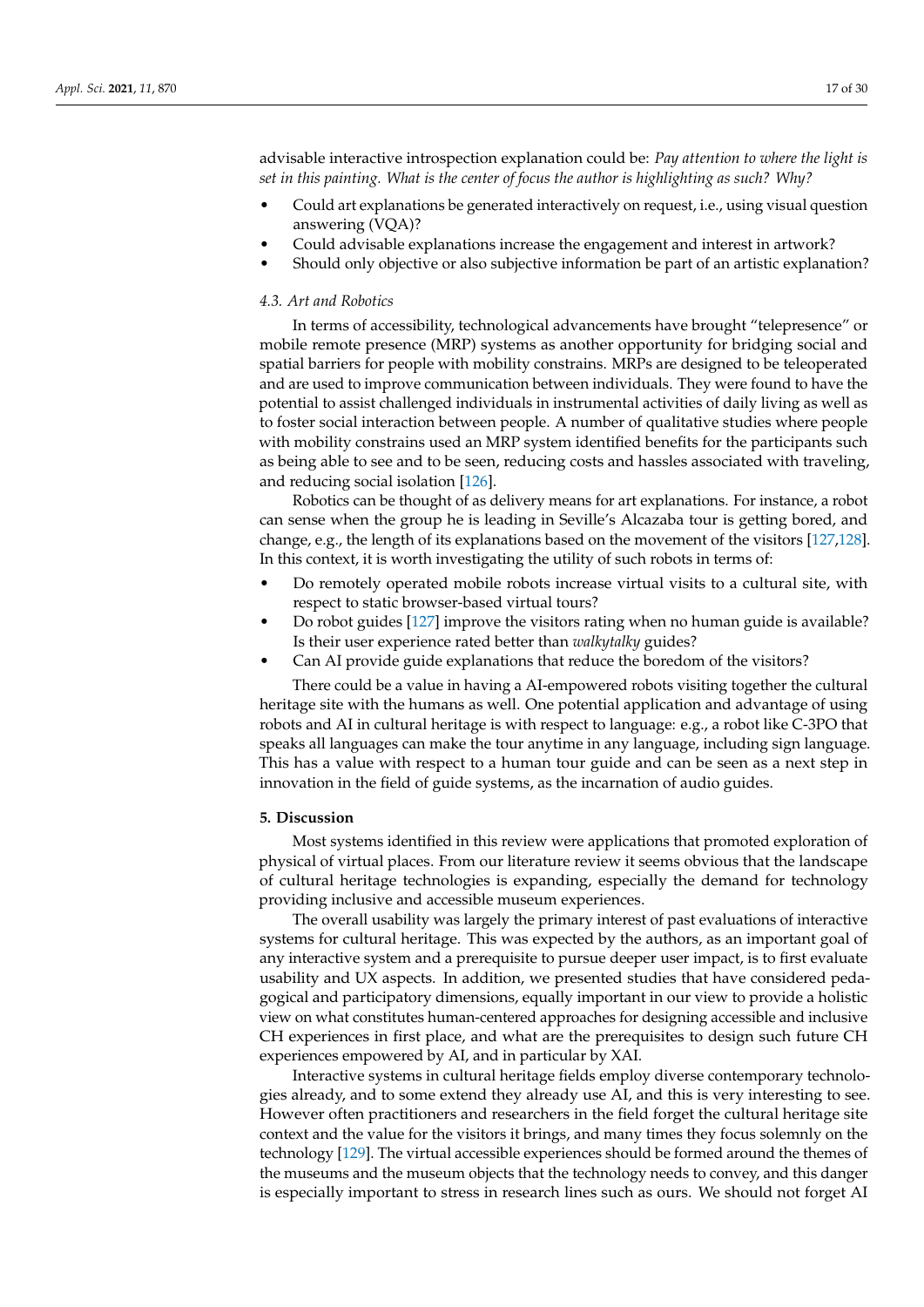advisable interactive introspection explanation could be: *Pay attention to where the light is set in this painting. What is the center of focus the author is highlighting as such? Why?*

- Could art explanations be generated interactively on request, i.e., using visual question answering (VQA)?
- Could advisable explanations increase the engagement and interest in artwork?
- Should only objective or also subjective information be part of an artistic explanation?

### *4.3. Art and Robotics*

In terms of accessibility, technological advancements have brought "telepresence" or mobile remote presence (MRP) systems as another opportunity for bridging social and spatial barriers for people with mobility constrains. MRPs are designed to be teleoperated and are used to improve communication between individuals. They were found to have the potential to assist challenged individuals in instrumental activities of daily living as well as to foster social interaction between people. A number of qualitative studies where people with mobility constrains used an MRP system identified benefits for the participants such as being able to see and to be seen, reducing costs and hassles associated with traveling, and reducing social isolation [126].

Robotics can be thought of as delivery means for art explanations. For instance, a robot can sense when the group he is leading in Seville's Alcazaba tour is getting bored, and change, e.g., the length of its explanations based on the movement of the visitors [127,128]. In this context, it is worth investigating the utility of such robots in terms of:

- Do remotely operated mobile robots increase virtual visits to a cultural site, with respect to static browser-based virtual tours?
- Do robot guides [127] improve the visitors rating when no human guide is available? Is their user experience rated better than *walkytalky* guides?
- Can AI provide guide explanations that reduce the boredom of the visitors?

There could be a value in having a AI-empowered robots visiting together the cultural heritage site with the humans as well. One potential application and advantage of using robots and AI in cultural heritage is with respect to language: e.g., a robot like C-3PO that speaks all languages can make the tour anytime in any language, including sign language. This has a value with respect to a human tour guide and can be seen as a next step in innovation in the field of guide systems, as the incarnation of audio guides.

## **5. Discussion**

Most systems identified in this review were applications that promoted exploration of physical of virtual places. From our literature review it seems obvious that the landscape of cultural heritage technologies is expanding, especially the demand for technology providing inclusive and accessible museum experiences.

The overall usability was largely the primary interest of past evaluations of interactive systems for cultural heritage. This was expected by the authors, as an important goal of any interactive system and a prerequisite to pursue deeper user impact, is to first evaluate usability and UX aspects. In addition, we presented studies that have considered pedagogical and participatory dimensions, equally important in our view to provide a holistic view on what constitutes human-centered approaches for designing accessible and inclusive CH experiences in first place, and what are the prerequisites to design such future CH experiences empowered by AI, and in particular by XAI.

Interactive systems in cultural heritage fields employ diverse contemporary technologies already, and to some extend they already use AI, and this is very interesting to see. However often practitioners and researchers in the field forget the cultural heritage site context and the value for the visitors it brings, and many times they focus solemnly on the technology [129]. The virtual accessible experiences should be formed around the themes of the museums and the museum objects that the technology needs to convey, and this danger is especially important to stress in research lines such as ours. We should not forget AI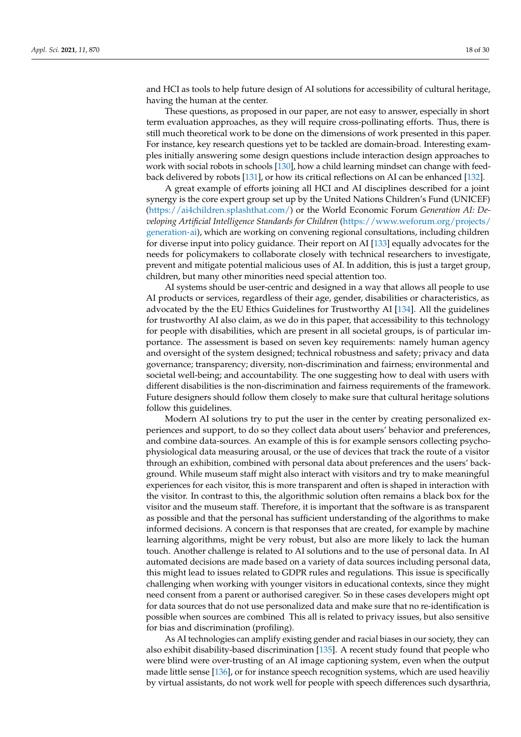and HCI as tools to help future design of AI solutions for accessibility of cultural heritage, having the human at the center.

These questions, as proposed in our paper, are not easy to answer, especially in short term evaluation approaches, as they will require cross-pollinating efforts. Thus, there is still much theoretical work to be done on the dimensions of work presented in this paper. For instance, key research questions yet to be tackled are domain-broad. Interesting examples initially answering some design questions include interaction design approaches to work with social robots in schools [130], how a child learning mindset can change with feedback delivered by robots [131], or how its critical reflections on AI can be enhanced [132].

A great example of efforts joining all HCI and AI disciplines described for a joint synergy is the core expert group set up by the United Nations Children's Fund (UNICEF) (https://ai4children.splashthat.com/) or the World Economic Forum *Generation AI: Developing Artificial Intelligence Standards for Children* (https://www.weforum.org/projects/generation-ai), which are working on convening regional consultations, including children for diverse input into policy guidance. Their report on AI [133] equally advocates for the needs for policymakers to collaborate closely with technical researchers to investigate, prevent and mitigate potential malicious uses of AI. In addition, this is just a target group, children, but many other minorities need special attention too.

AI systems should be user-centric and designed in a way that allows all people to use AI products or services, regardless of their age, gender, disabilities or characteristics, as advocated by the the EU Ethics Guidelines for Trustworthy AI [134]. All the guidelines for trustworthy AI also claim, as we do in this paper, that accessibility to this technology for people with disabilities, which are present in all societal groups, is of particular importance. The assessment is based on seven key requirements: namely human agency and oversight of the system designed; technical robustness and safety; privacy and data governance; transparency; diversity, non-discrimination and fairness; environmental and societal well-being; and accountability. The one suggesting how to deal with users with different disabilities is the non-discrimination and fairness requirements of the framework. Future designers should follow them closely to make sure that cultural heritage solutions follow this guidelines.

Modern AI solutions try to put the user in the center by creating personalized experiences and support, to do so they collect data about users' behavior and preferences, and combine data-sources. An example of this is for example sensors collecting psycho-physiological data measuring arousal, or the use of devices that track the route of a visitor through an exhibition, combined with personal data about preferences and the users' background. While museum staff might also interact with visitors and try to make meaningful experiences for each visitor, this is more transparent and often is shaped in interaction with the visitor. In contrast to this, the algorithmic solution often remains a black box for the visitor and the museum staff. Therefore, it is important that the software is as transparent as possible and that the personal has sufficient understanding of the algorithms to make informed decisions. A concern is that responses that are created, for example by machine learning algorithms, might be very robust, but also are more likely to lack the human touch. Another challenge is related to AI solutions and to the use of personal data. In AI automated decisions are made based on a variety of data sources including personal data, this might lead to issues related to GDPR rules and regulations. This issue is specifically challenging when working with younger visitors in educational contexts, since they might need consent from a parent or authorised caregiver. So in these cases developers might opt for data sources that do not use personalized data and make sure that no re-identification is possible when sources are combined This all is related to privacy issues, but also sensitive for bias and discrimination (profiling).

As AI technologies can amplify existing gender and racial biases in our society, they can also exhibit disability-based discrimination [135]. A recent study found that people who were blind were over-trusting of an AI image captioning system, even when the output made little sense [136], or for instance speech recognition systems, which are used heaviliy by virtual assistants, do not work well for people with speech differences such dysarthria,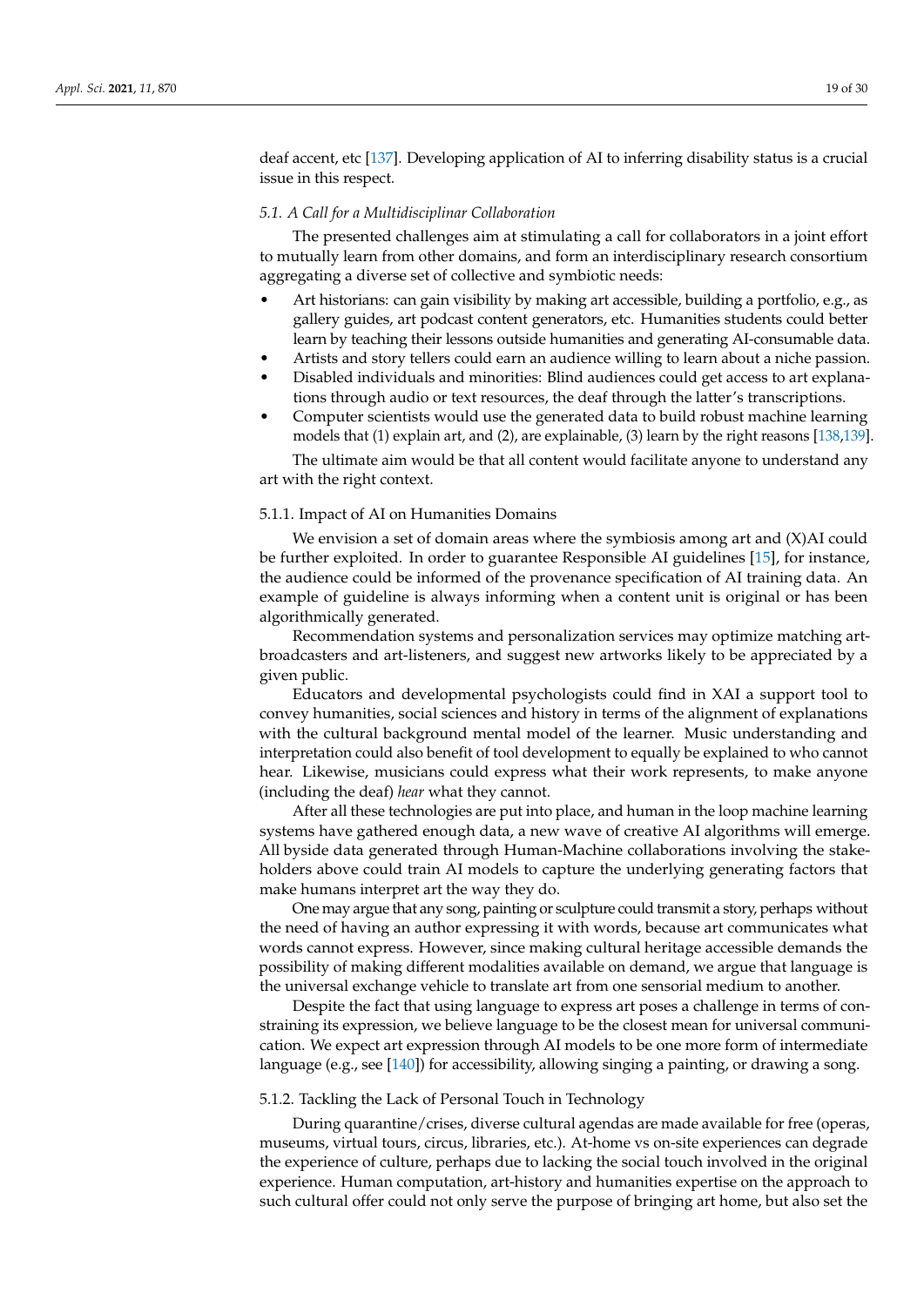deaf accent, etc [137]. Developing application of AI to inferring disability status is a crucial issue in this respect.

### *5.1. A Call for a Multidisciplinar Collaboration*

The presented challenges aim at stimulating a call for collaborators in a joint effort to mutually learn from other domains, and form an interdisciplinary research consortium aggregating a diverse set of collective and symbiotic needs:

- Art historians: can gain visibility by making art accessible, building a portfolio, e.g., as gallery guides, art podcast content generators, etc. Humanities students could better learn by teaching their lessons outside humanities and generating AI-consumable data.
- Artists and story tellers could earn an audience willing to learn about a niche passion.
- Disabled individuals and minorities: Blind audiences could get access to art explanations through audio or text resources, the deaf through the latter's transcriptions.
- Computer scientists would use the generated data to build robust machine learning models that (1) explain art, and (2), are explainable, (3) learn by the right reasons [138,139].

The ultimate aim would be that all content would facilitate anyone to understand any art with the right context.

#### 5.1.1. Impact of AI on Humanities Domains

We envision a set of domain areas where the symbiosis among art and (X)AI could be further exploited. In order to guarantee Responsible AI guidelines [15], for instance, the audience could be informed of the provenance specification of AI training data. An example of guideline is always informing when a content unit is original or has been algorithmically generated.

Recommendation systems and personalization services may optimize matching art-broadcasters and art-listeners, and suggest new artworks likely to be appreciated by a given public.

Educators and developmental psychologists could find in XAI a support tool to convey humanities, social sciences and history in terms of the alignment of explanations with the cultural background mental model of the learner. Music understanding and interpretation could also benefit of tool development to equally be explained to who cannot hear. Likewise, musicians could express what their work represents, to make anyone (including the deaf) *hear* what they cannot.

After all these technologies are put into place, and human in the loop machine learning systems have gathered enough data, a new wave of creative AI algorithms will emerge. All byside data generated through Human-Machine collaborations involving the stakeholders above could train AI models to capture the underlying generating factors that make humans interpret art the way they do.

One may argue that any song, painting or sculpture could transmit a story, perhaps without the need of having an author expressing it with words, because art communicates what words cannot express. However, since making cultural heritage accessible demands the possibility of making different modalities available on demand, we argue that language is the universal exchange vehicle to translate art from one sensorial medium to another.

Despite the fact that using language to express art poses a challenge in terms of constraining its expression, we believe language to be the closest mean for universal communication. We expect art expression through AI models to be one more form of intermediate language (e.g., see [140]) for accessibility, allowing singing a painting, or drawing a song.

#### 5.1.2. Tackling the Lack of Personal Touch in Technology

During quarantine/crises, diverse cultural agendas are made available for free (operas, museums, virtual tours, circus, libraries, etc.). At-home vs on-site experiences can degrade the experience of culture, perhaps due to lacking the social touch involved in the original experience. Human computation, art-history and humanities expertise on the approach to such cultural offer could not only serve the purpose of bringing art home, but also set the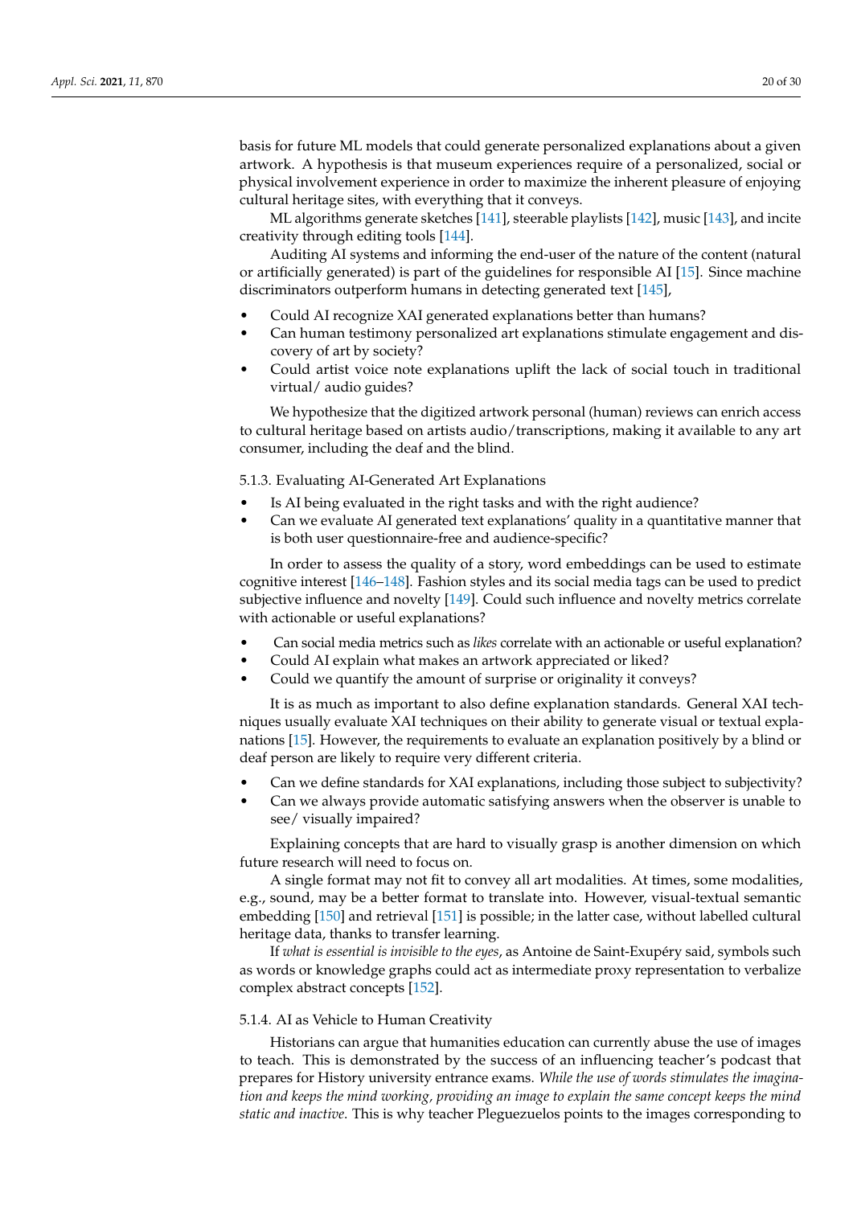basis for future ML models that could generate personalized explanations about a given artwork. A hypothesis is that museum experiences require of a personalized, social or physical involvement experience in order to maximize the inherent pleasure of enjoying cultural heritage sites, with everything that it conveys.

ML algorithms generate sketches [141], steerable playlists [142], music [143], and incite creativity through editing tools [144].

Auditing AI systems and informing the end-user of the nature of the content (natural or artificially generated) is part of the guidelines for responsible AI [15]. Since machine discriminators outperform humans in detecting generated text [145],

- Could AI recognize XAI generated explanations better than humans?
- Can human testimony personalized art explanations stimulate engagement and discovery of art by society?
- Could artist voice note explanations uplift the lack of social touch in traditional virtual/ audio guides?

We hypothesize that the digitized artwork personal (human) reviews can enrich access to cultural heritage based on artists audio/transcriptions, making it available to any art consumer, including the deaf and the blind.

#### 5.1.3. Evaluating AI-Generated Art Explanations

- Is AI being evaluated in the right tasks and with the right audience?
- Can we evaluate AI generated text explanations' quality in a quantitative manner that is both user questionnaire-free and audience-specific?

In order to assess the quality of a story, word embeddings can be used to estimate cognitive interest [146–148]. Fashion styles and its social media tags can be used to predict subjective influence and novelty [149]. Could such influence and novelty metrics correlate with actionable or useful explanations?

- Can social media metrics such as *likes* correlate with an actionable or useful explanation?
- Could AI explain what makes an artwork appreciated or liked?
- Could we quantify the amount of surprise or originality it conveys?

It is as much as important to also define explanation standards. General XAI techniques usually evaluate XAI techniques on their ability to generate visual or textual explanations [15]. However, the requirements to evaluate an explanation positively by a blind or deaf person are likely to require very different criteria.

- Can we define standards for XAI explanations, including those subject to subjectivity?
- Can we always provide automatic satisfying answers when the observer is unable to see/ visually impaired?

Explaining concepts that are hard to visually grasp is another dimension on which future research will need to focus on.

A single format may not fit to convey all art modalities. At times, some modalities, e.g., sound, may be a better format to translate into. However, visual-textual semantic embedding [150] and retrieval [151] is possible; in the latter case, without labelled cultural heritage data, thanks to transfer learning.

If *what is essential is invisible to the eyes*, as Antoine de Saint-Exupéry said, symbols such as words or knowledge graphs could act as intermediate proxy representation to verbalize complex abstract concepts [152].

#### 5.1.4. AI as Vehicle to Human Creativity

Historians can argue that humanities education can currently abuse the use of images to teach. This is demonstrated by the success of an influencing teacher's podcast that prepares for History university entrance exams. *While the use of words stimulates the imagination and keeps the mind working, providing an image to explain the same concept keeps the mind static and inactive*. This is why teacher Pleguezuelos points to the images corresponding to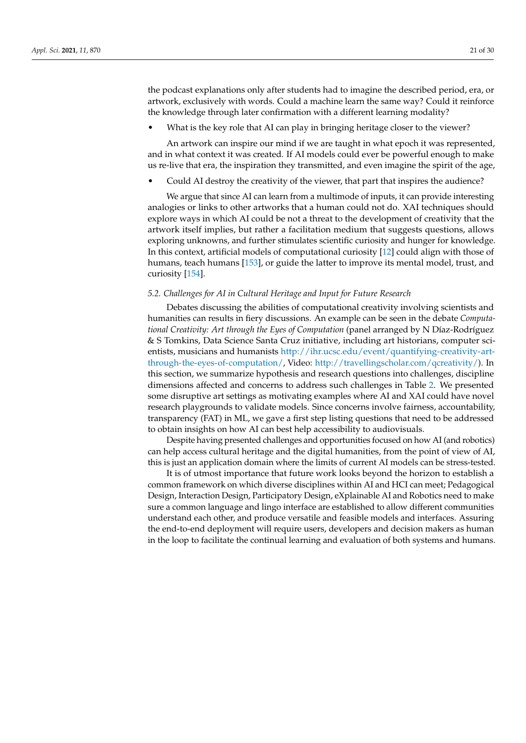the podcast explanations only after students had to imagine the described period, era, or artwork, exclusively with words. Could a machine learn the same way? Could it reinforce the knowledge through later confirmation with a different learning modality?

- What is the key role that AI can play in bringing heritage closer to the viewer?

  An artwork can inspire our mind if we are taught in what epoch it was represented, and in what context it was created. If AI models could ever be powerful enough to make us re-live that era, the inspiration they transmitted, and even imagine the spirit of the age,

- Could AI destroy the creativity of the viewer, that part that inspires the audience?

  We argue that since AI can learn from a multimode of inputs, it can provide interesting analogies or links to other artworks that a human could not do. XAI techniques should explore ways in which AI could be not a threat to the development of creativity that the artwork itself implies, but rather a facilitation medium that suggests questions, allows exploring unknowns, and further stimulates scientific curiosity and hunger for knowledge. In this context, artificial models of computational curiosity [12] could align with those of humans, teach humans [153], or guide the latter to improve its mental model, trust, and curiosity [154].

### *5.2. Challenges for AI in Cultural Heritage and Input for Future Research*

Debates discussing the abilities of computational creativity involving scientists and humanities can results in fiery discussions. An example can be seen in the debate *Computational Creativity: Art through the Eyes of Computation* (panel arranged by N Díaz-Rodríguez & S Tomkins, Data Science Santa Cruz initiative, including art historians, computer scientists, musicians and humanists http://ihr.ucsc.edu/event/quantifying-creativity-art-through-the-eyes-of-computation/, Video: http://travellingscholar.com/qcreativity/). In this section, we summarize hypothesis and research questions into challenges, discipline dimensions affected and concerns to address such challenges in Table 2. We presented some disruptive art settings as motivating examples where AI and XAI could have novel research playgrounds to validate models. Since concerns involve fairness, accountability, transparency (FAT) in ML, we gave a first step listing questions that need to be addressed to obtain insights on how AI can best help accessibility to audiovisuals.

Despite having presented challenges and opportunities focused on how AI (and robotics) can help access cultural heritage and the digital humanities, from the point of view of AI, this is just an application domain where the limits of current AI models can be stress-tested.

It is of utmost importance that future work looks beyond the horizon to establish a common framework on which diverse disciplines within AI and HCI can meet; Pedagogical Design, Interaction Design, Participatory Design, eXplainable AI and Robotics need to make sure a common language and lingo interface are established to allow different communities understand each other, and produce versatile and feasible models and interfaces. Assuring the end-to-end deployment will require users, developers and decision makers as human in the loop to facilitate the continual learning and evaluation of both systems and humans.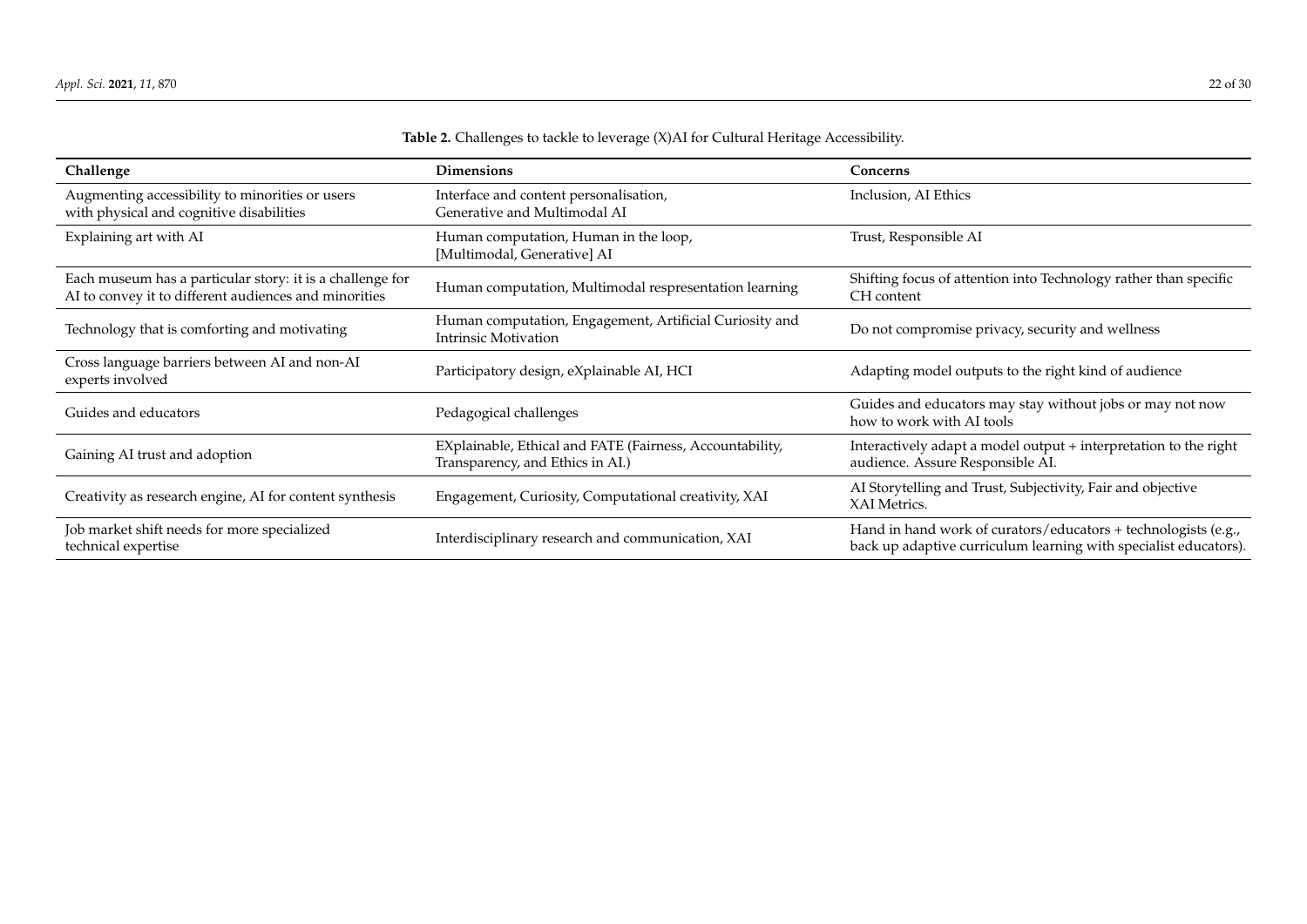**Table 2.** Challenges to tackle to leverage (X)AI for Cultural Heritage Accessibility.

| Challenge | Dimensions | Concerns |
|---|---|---|
| Augmenting accessibility to minorities or users with physical and cognitive disabilities | Interface and content personalisation, Generative and Multimodal AI | Inclusion, AI Ethics |
| Explaining art with AI | Human computation, Human in the loop, [Multimodal, Generative] AI | Trust, Responsible AI |
| Each museum has a particular story: it is a challenge for AI to convey it to different audiences and minorities | Human computation, Multimodal respresentation learning | Shifting focus of attention into Technology rather than specific CH content |
| Technology that is comforting and motivating | Human computation, Engagement, Artificial Curiosity and Intrinsic Motivation | Do not compromise privacy, security and wellness |
| Cross language barriers between AI and non-AI experts involved | Participatory design, eXplainable AI, HCI | Adapting model outputs to the right kind of audience |
| Guides and educators | Pedagogical challenges | Guides and educators may stay without jobs or may not now how to work with AI tools |
| Gaining AI trust and adoption | EXplainable, Ethical and FATE (Fairness, Accountability, Transparency, and Ethics in AI.) | Interactively adapt a model output + interpretation to the right audience. Assure Responsible AI. |
| Creativity as research engine, AI for content synthesis | Engagement, Curiosity, Computational creativity, XAI | AI Storytelling and Trust, Subjectivity, Fair and objective XAI Metrics. |
| Job market shift needs for more specialized technical expertise | Interdisciplinary research and communication, XAI | Hand in hand work of curators/educators + technologists (e.g., back up adaptive curriculum learning with specialist educators). |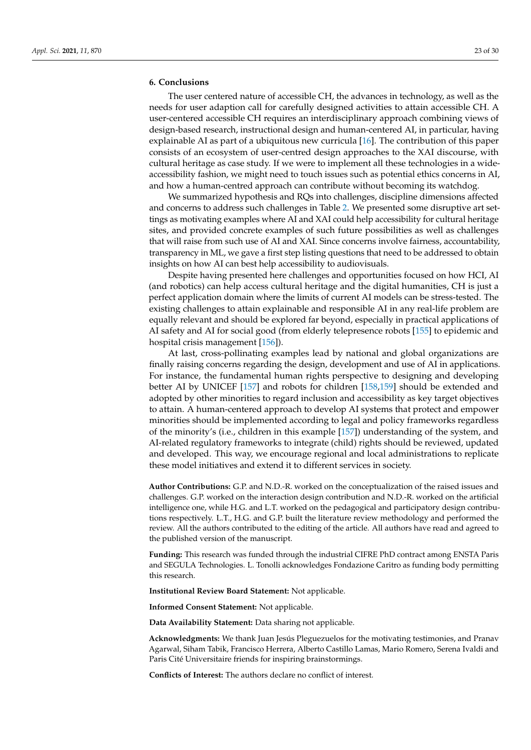## 6. Conclusions

The user centered nature of accessible CH, the advances in technology, as well as the needs for user adaption call for carefully designed activities to attain accessible CH. A user-centered accessible CH requires an interdisciplinary approach combining views of design-based research, instructional design and human-centered AI, in particular, having explainable AI as part of a ubiquitous new curricula [16]. The contribution of this paper consists of an ecosystem of user-centred design approaches to the XAI discourse, with cultural heritage as case study. If we were to implement all these technologies in a wide-accessibility fashion, we might need to touch issues such as potential ethics concerns in AI, and how a human-centred approach can contribute without becoming its watchdog.

We summarized hypothesis and RQs into challenges, discipline dimensions affected and concerns to address such challenges in Table 2. We presented some disruptive art settings as motivating examples where AI and XAI could help accessibility for cultural heritage sites, and provided concrete examples of such future possibilities as well as challenges that will raise from such use of AI and XAI. Since concerns involve fairness, accountability, transparency in ML, we gave a first step listing questions that need to be addressed to obtain insights on how AI can best help accessibility to audiovisuals.

Despite having presented here challenges and opportunities focused on how HCI, AI (and robotics) can help access cultural heritage and the digital humanities, CH is just a perfect application domain where the limits of current AI models can be stress-tested. The existing challenges to attain explainable and responsible AI in any real-life problem are equally relevant and should be explored far beyond, especially in practical applications of AI safety and AI for social good (from elderly telepresence robots [155] to epidemic and hospital crisis management [156]).

At last, cross-pollinating examples lead by national and global organizations are finally raising concerns regarding the design, development and use of AI in applications. For instance, the fundamental human rights perspective to designing and developing better AI by UNICEF [157] and robots for children [158,159] should be extended and adopted by other minorities to regard inclusion and accessibility as key target objectives to attain. A human-centered approach to develop AI systems that protect and empower minorities should be implemented according to legal and policy frameworks regardless of the minority's (i.e., children in this example [157]) understanding of the system, and AI-related regulatory frameworks to integrate (child) rights should be reviewed, updated and developed. This way, we encourage regional and local administrations to replicate these model initiatives and extend it to different services in society.

**Author Contributions:** G.P. and N.D.-R. worked on the conceptualization of the raised issues and challenges. G.P. worked on the interaction design contribution and N.D.-R. worked on the artificial intelligence one, while H.G. and L.T. worked on the pedagogical and participatory design contributions respectively. L.T., H.G. and G.P. built the literature review methodology and performed the review. All the authors contributed to the editing of the article. All authors have read and agreed to the published version of the manuscript.

**Funding:** This research was funded through the industrial CIFRE PhD contract among ENSTA Paris and SEGULA Technologies. L. Tonolli acknowledges Fondazione Caritro as funding body permitting this research.

**Institutional Review Board Statement:** Not applicable.

**Informed Consent Statement:** Not applicable.

**Data Availability Statement:** Data sharing not applicable.

**Acknowledgments:** We thank Juan Jesús Pleguezuelos for the motivating testimonies, and Pranav Agarwal, Siham Tabik, Francisco Herrera, Alberto Castillo Lamas, Mario Romero, Serena Ivaldi and Paris Cité Universitaire friends for inspiring brainstormings.

**Conflicts of Interest:** The authors declare no conflict of interest.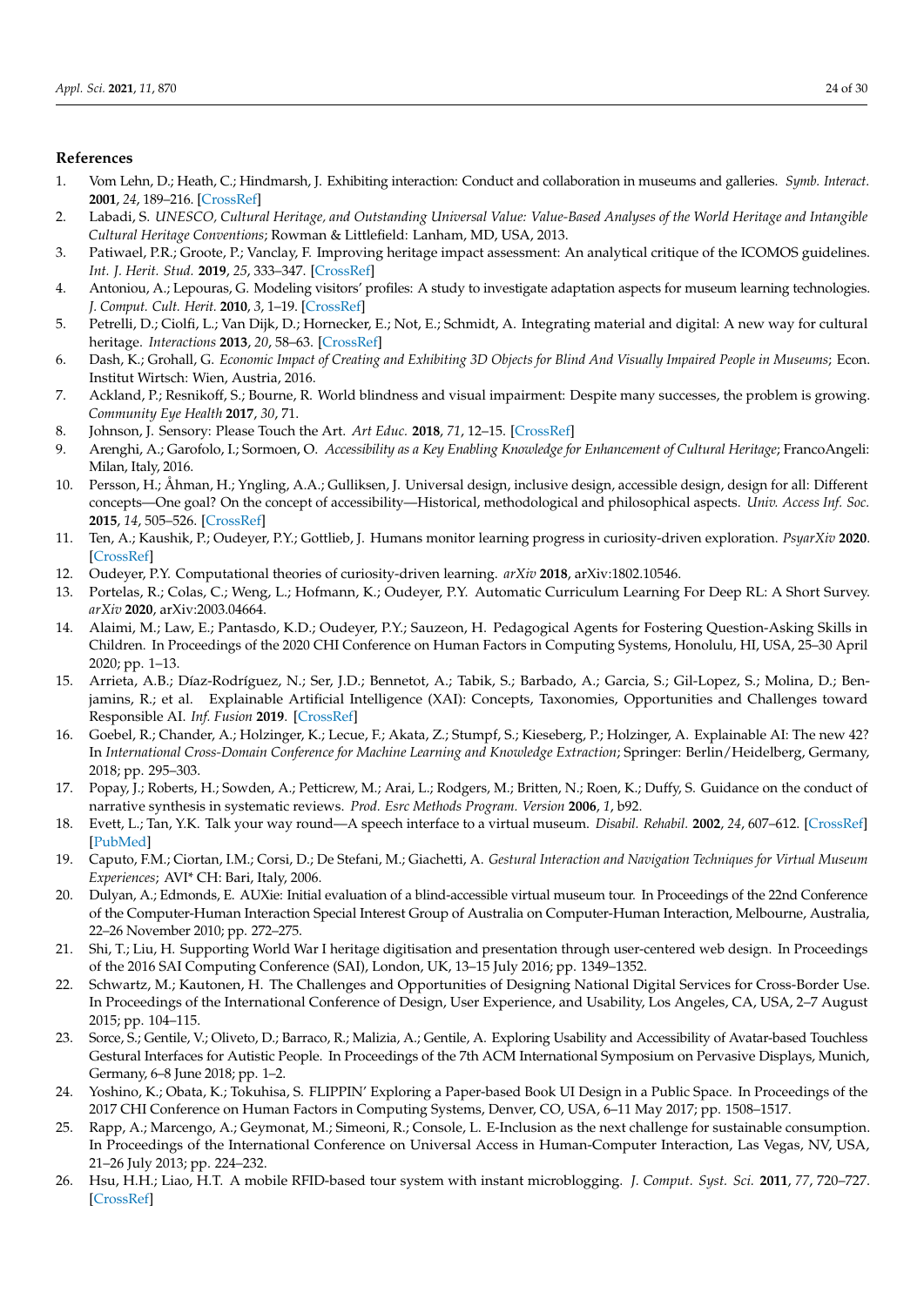## References

1. Vom Lehn, D.; Heath, C.; Hindmarsh, J. Exhibiting interaction: Conduct and collaboration in museums and galleries. *Symb. Interact.* **2001**, *24*, 189–216. [CrossRef]
2. Labadi, S. *UNESCO, Cultural Heritage, and Outstanding Universal Value: Value-Based Analyses of the World Heritage and Intangible Cultural Heritage Conventions*; Rowman & Littlefield: Lanham, MD, USA, 2013.
3. Patiwael, P.R.; Groote, P.; Vanclay, F. Improving heritage impact assessment: An analytical critique of the ICOMOS guidelines. *Int. J. Herit. Stud.* **2019**, *25*, 333–347. [CrossRef]
4. Antoniou, A.; Lepouras, G. Modeling visitors' profiles: A study to investigate adaptation aspects for museum learning technologies. *J. Comput. Cult. Herit.* **2010**, *3*, 1–19. [CrossRef]
5. Petrelli, D.; Ciolfi, L.; Van Dijk, D.; Hornecker, E.; Not, E.; Schmidt, A. Integrating material and digital: A new way for cultural heritage. *Interactions* **2013**, *20*, 58–63. [CrossRef]
6. Dash, K.; Grohall, G. *Economic Impact of Creating and Exhibiting 3D Objects for Blind And Visually Impaired People in Museums*; Econ. Institut Wirtsch: Wien, Austria, 2016.
7. Ackland, P.; Resnikoff, S.; Bourne, R. World blindness and visual impairment: Despite many successes, the problem is growing. *Community Eye Health* **2017**, *30*, 71.
8. Johnson, J. Sensory: Please Touch the Art. *Art Educ.* **2018**, *71*, 12–15. [CrossRef]
9. Arenghi, A.; Garofolo, I.; Sormoen, O. *Accessibility as a Key Enabling Knowledge for Enhancement of Cultural Heritage*; FrancoAngeli: Milan, Italy, 2016.
10. Persson, H.; Åhman, H.; Yngling, A.A.; Gulliksen, J. Universal design, inclusive design, accessible design, design for all: Different concepts—One goal? On the concept of accessibility—Historical, methodological and philosophical aspects. *Univ. Access Inf. Soc.* **2015**, *14*, 505–526. [CrossRef]
11. Ten, A.; Kaushik, P.; Oudeyer, P.Y.; Gottlieb, J. Humans monitor learning progress in curiosity-driven exploration. *PsyarXiv* **2020**. [CrossRef]
12. Oudeyer, P.Y. Computational theories of curiosity-driven learning. *arXiv* **2018**, arXiv:1802.10546.
13. Portelas, R.; Colas, C.; Weng, L.; Hofmann, K.; Oudeyer, P.Y. Automatic Curriculum Learning For Deep RL: A Short Survey. *arXiv* **2020**, arXiv:2003.04664.
14. Alaimi, M.; Law, E.; Pantasdo, K.D.; Oudeyer, P.Y.; Sauzeon, H. Pedagogical Agents for Fostering Question-Asking Skills in Children. In Proceedings of the 2020 CHI Conference on Human Factors in Computing Systems, Honolulu, HI, USA, 25–30 April 2020; pp. 1–13.
15. Arrieta, A.B.; Díaz-Rodríguez, N.; Ser, J.D.; Bennetot, A.; Tabik, S.; Barbado, A.; Garcia, S.; Gil-Lopez, S.; Molina, D.; Benjamins, R.; et al. Explainable Artificial Intelligence (XAI): Concepts, Taxonomies, Opportunities and Challenges toward Responsible AI. *Inf. Fusion* **2019**. [CrossRef]
16. Goebel, R.; Chander, A.; Holzinger, K.; Lecue, F.; Akata, Z.; Stumpf, S.; Kieseberg, P.; Holzinger, A. Explainable AI: The new 42? In *International Cross-Domain Conference for Machine Learning and Knowledge Extraction*; Springer: Berlin/Heidelberg, Germany, 2018; pp. 295–303.
17. Popay, J.; Roberts, H.; Sowden, A.; Petticrew, M.; Arai, L.; Rodgers, M.; Britten, N.; Roen, K.; Duffy, S. Guidance on the conduct of narrative synthesis in systematic reviews. *Prod. Esrc Methods Program. Version* **2006**, *1*, b92.
18. Evett, L.; Tan, Y.K. Talk your way round—A speech interface to a virtual museum. *Disabil. Rehabil.* **2002**, *24*, 607–612. [CrossRef] [PubMed]
19. Caputo, F.M.; Ciortan, I.M.; Corsi, D.; De Stefani, M.; Giachetti, A. *Gestural Interaction and Navigation Techniques for Virtual Museum Experiences*; AVI* CH: Bari, Italy, 2006.
20. Dulyan, A.; Edmonds, E. AUXie: Initial evaluation of a blind-accessible virtual museum tour. In Proceedings of the 22nd Conference of the Computer-Human Interaction Special Interest Group of Australia on Computer-Human Interaction, Melbourne, Australia, 22–26 November 2010; pp. 272–275.
21. Shi, T.; Liu, H. Supporting World War I heritage digitisation and presentation through user-centered web design. In Proceedings of the 2016 SAI Computing Conference (SAI), London, UK, 13–15 July 2016; pp. 1349–1352.
22. Schwartz, M.; Kautonen, H. The Challenges and Opportunities of Designing National Digital Services for Cross-Border Use. In Proceedings of the International Conference of Design, User Experience, and Usability, Los Angeles, CA, USA, 2–7 August 2015; pp. 104–115.
23. Sorce, S.; Gentile, V.; Oliveto, D.; Barraco, R.; Malizia, A.; Gentile, A. Exploring Usability and Accessibility of Avatar-based Touchless Gestural Interfaces for Autistic People. In Proceedings of the 7th ACM International Symposium on Pervasive Displays, Munich, Germany, 6–8 June 2018; pp. 1–2.
24. Yoshino, K.; Obata, K.; Tokuhisa, S. FLIPPIN' Exploring a Paper-based Book UI Design in a Public Space. In Proceedings of the 2017 CHI Conference on Human Factors in Computing Systems, Denver, CO, USA, 6–11 May 2017; pp. 1508–1517.
25. Rapp, A.; Marcengo, A.; Geymonat, M.; Simeoni, R.; Console, L. E-Inclusion as the next challenge for sustainable consumption. In Proceedings of the International Conference on Universal Access in Human-Computer Interaction, Las Vegas, NV, USA, 21–26 July 2013; pp. 224–232.
26. Hsu, H.H.; Liao, H.T. A mobile RFID-based tour system with instant microblogging. *J. Comput. Syst. Sci.* **2011**, *77*, 720–727. [CrossRef]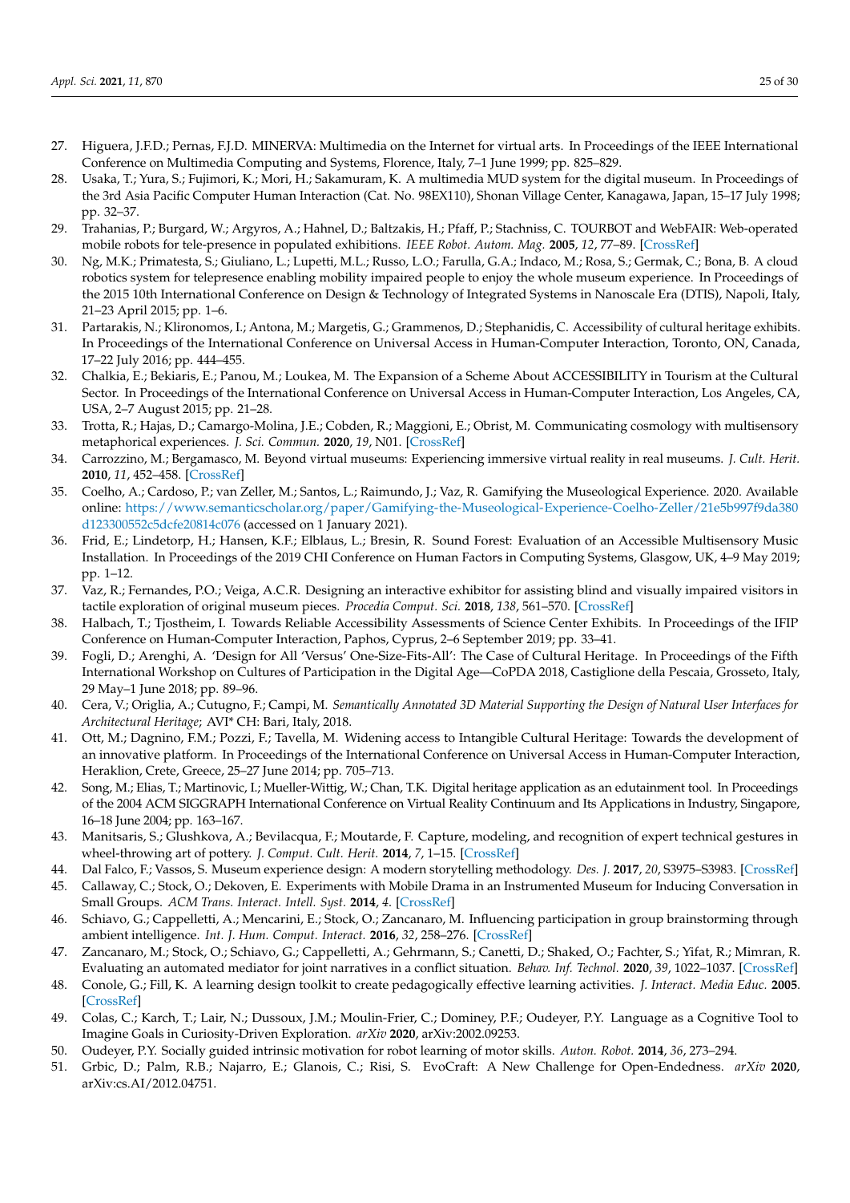27. Higuera, J.F.D.; Pernas, F.J.D. MINERVA: Multimedia on the Internet for virtual arts. In Proceedings of the IEEE International Conference on Multimedia Computing and Systems, Florence, Italy, 7–1 June 1999; pp. 825–829.
28. Usaka, T.; Yura, S.; Fujimori, K.; Mori, H.; Sakamuram, K. A multimedia MUD system for the digital museum. In Proceedings of the 3rd Asia Pacific Computer Human Interaction (Cat. No. 98EX110), Shonan Village Center, Kanagawa, Japan, 15–17 July 1998; pp. 32–37.
29. Trahanias, P.; Burgard, W.; Argyros, A.; Hahnel, D.; Baltzakis, H.; Pfaff, P.; Stachniss, C. TOURBOT and WebFAIR: Web-operated mobile robots for tele-presence in populated exhibitions. *IEEE Robot. Autom. Mag.* **2005**, *12*, 77–89. [CrossRef]
30. Ng, M.K.; Primatesta, S.; Giuliano, L.; Lupetti, M.L.; Russo, L.O.; Farulla, G.A.; Indaco, M.; Rosa, S.; Germak, C.; Bona, B. A cloud robotics system for telepresence enabling mobility impaired people to enjoy the whole museum experience. In Proceedings of the 2015 10th International Conference on Design & Technology of Integrated Systems in Nanoscale Era (DTIS), Napoli, Italy, 21–23 April 2015; pp. 1–6.
31. Partarakis, N.; Klironomos, I.; Antona, M.; Margetis, G.; Grammenos, D.; Stephanidis, C. Accessibility of cultural heritage exhibits. In Proceedings of the International Conference on Universal Access in Human-Computer Interaction, Toronto, ON, Canada, 17–22 July 2016; pp. 444–455.
32. Chalkia, E.; Bekiaris, E.; Panou, M.; Loukea, M. The Expansion of a Scheme About ACCESSIBILITY in Tourism at the Cultural Sector. In Proceedings of the International Conference on Universal Access in Human-Computer Interaction, Los Angeles, CA, USA, 2–7 August 2015; pp. 21–28.
33. Trotta, R.; Hajas, D.; Camargo-Molina, J.E.; Cobden, R.; Maggioni, E.; Obrist, M. Communicating cosmology with multisensory metaphorical experiences. *J. Sci. Commun.* **2020**, *19*, N01. [CrossRef]
34. Carrozzino, M.; Bergamasco, M. Beyond virtual museums: Experiencing immersive virtual reality in real museums. *J. Cult. Herit.* **2010**, *11*, 452–458. [CrossRef]
35. Coelho, A.; Cardoso, P.; van Zeller, M.; Santos, L.; Raimundo, J.; Vaz, R. Gamifying the Museological Experience. 2020. Available online: https://www.semanticscholar.org/paper/Gamifying-the-Museological-Experience-Coelho-Zeller/21e5b997f9da380d123300552c5dcfe20814c076 (accessed on 1 January 2021).
36. Frid, E.; Lindetorp, H.; Hansen, K.F.; Elblaus, L.; Bresin, R. Sound Forest: Evaluation of an Accessible Multisensory Music Installation. In Proceedings of the 2019 CHI Conference on Human Factors in Computing Systems, Glasgow, UK, 4–9 May 2019; pp. 1–12.
37. Vaz, R.; Fernandes, P.O.; Veiga, A.C.R. Designing an interactive exhibitor for assisting blind and visually impaired visitors in tactile exploration of original museum pieces. *Procedia Comput. Sci.* **2018**, *138*, 561–570. [CrossRef]
38. Halbach, T.; Tjostheim, I. Towards Reliable Accessibility Assessments of Science Center Exhibits. In Proceedings of the IFIP Conference on Human-Computer Interaction, Paphos, Cyprus, 2–6 September 2019; pp. 33–41.
39. Fogli, D.; Arenghi, A. 'Design for All 'Versus' One-Size-Fits-All': The Case of Cultural Heritage. In Proceedings of the Fifth International Workshop on Cultures of Participation in the Digital Age—CoPDA 2018, Castiglione della Pescaia, Grosseto, Italy, 29 May–1 June 2018; pp. 89–96.
40. Cera, V.; Origlia, A.; Cutugno, F.; Campi, M. *Semantically Annotated 3D Material Supporting the Design of Natural User Interfaces for Architectural Heritage*; AVI* CH: Bari, Italy, 2018.
41. Ott, M.; Dagnino, F.M.; Pozzi, F.; Tavella, M. Widening access to Intangible Cultural Heritage: Towards the development of an innovative platform. In Proceedings of the International Conference on Universal Access in Human-Computer Interaction, Heraklion, Crete, Greece, 25–27 June 2014; pp. 705–713.
42. Song, M.; Elias, T.; Martinovic, I.; Mueller-Wittig, W.; Chan, T.K. Digital heritage application as an edutainment tool. In Proceedings of the 2004 ACM SIGGRAPH International Conference on Virtual Reality Continuum and Its Applications in Industry, Singapore, 16–18 June 2004; pp. 163–167.
43. Manitsaris, S.; Glushkova, A.; Bevilacqua, F.; Moutarde, F. Capture, modeling, and recognition of expert technical gestures in wheel-throwing art of pottery. *J. Comput. Cult. Herit.* **2014**, *7*, 1–15. [CrossRef]
44. Dal Falco, F.; Vassos, S. Museum experience design: A modern storytelling methodology. *Des. J.* **2017**, *20*, S3975–S3983. [CrossRef]
45. Callaway, C.; Stock, O.; Dekoven, E. Experiments with Mobile Drama in an Instrumented Museum for Inducing Conversation in Small Groups. *ACM Trans. Interact. Intell. Syst.* **2014**, *4*. [CrossRef]
46. Schiavo, G.; Cappelletti, A.; Mencarini, E.; Stock, O.; Zancanaro, M. Influencing participation in group brainstorming through ambient intelligence. *Int. J. Hum. Comput. Interact.* **2016**, *32*, 258–276. [CrossRef]
47. Zancanaro, M.; Stock, O.; Schiavo, G.; Cappelletti, A.; Gehrmann, S.; Canetti, D.; Shaked, O.; Fachter, S.; Yifat, R.; Mimran, R. Evaluating an automated mediator for joint narratives in a conflict situation. *Behav. Inf. Technol.* **2020**, *39*, 1022–1037. [CrossRef]
48. Conole, G.; Fill, K. A learning design toolkit to create pedagogically effective learning activities. *J. Interact. Media Educ.* **2005**. [CrossRef]
49. Colas, C.; Karch, T.; Lair, N.; Dussoux, J.M.; Moulin-Frier, C.; Dominey, P.F.; Oudeyer, P.Y. Language as a Cognitive Tool to Imagine Goals in Curiosity-Driven Exploration. *arXiv* **2020**, arXiv:2002.09253.
50. Oudeyer, P.Y. Socially guided intrinsic motivation for robot learning of motor skills. *Auton. Robot.* **2014**, *36*, 273–294.
51. Grbic, D.; Palm, R.B.; Najarro, E.; Glanois, C.; Risi, S. EvoCraft: A New Challenge for Open-Endedness. *arXiv* **2020**, arXiv:cs.AI/2012.04751.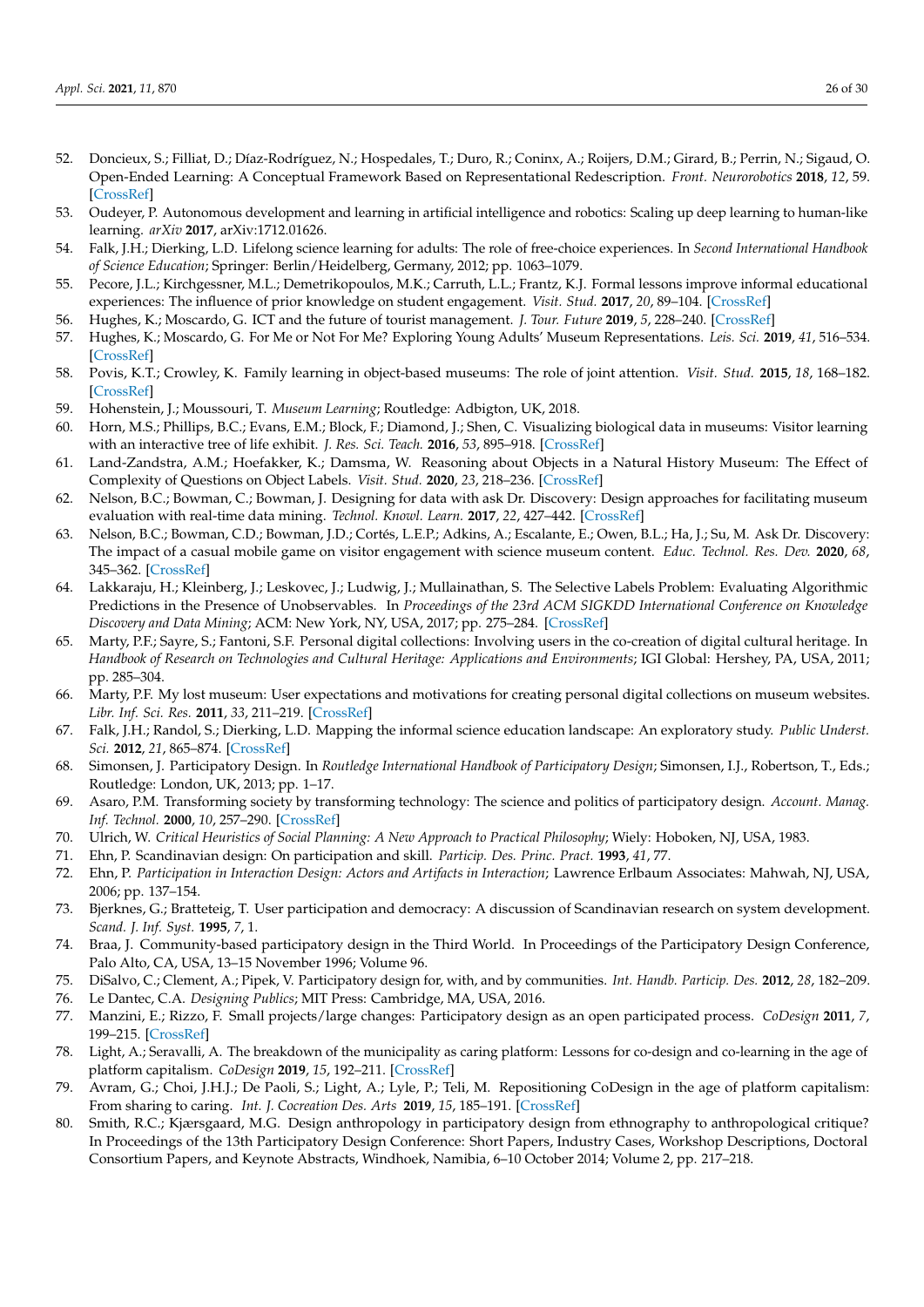52. Doncieux, S.; Filliat, D.; Díaz-Rodríguez, N.; Hospedales, T.; Duro, R.; Coninx, A.; Roijers, D.M.; Girard, B.; Perrin, N.; Sigaud, O. Open-Ended Learning: A Conceptual Framework Based on Representational Redescription. *Front. Neurorobotics* **2018**, *12*, 59. [CrossRef]
53. Oudeyer, P. Autonomous development and learning in artificial intelligence and robotics: Scaling up deep learning to human-like learning. *arXiv* **2017**, arXiv:1712.01626.
54. Falk, J.H.; Dierking, L.D. Lifelong science learning for adults: The role of free-choice experiences. In *Second International Handbook of Science Education*; Springer: Berlin/Heidelberg, Germany, 2012; pp. 1063–1079.
55. Pecore, J.L.; Kirchgessner, M.L.; Demetrikopoulos, M.K.; Carruth, L.L.; Frantz, K.J. Formal lessons improve informal educational experiences: The influence of prior knowledge on student engagement. *Visit. Stud.* **2017**, *20*, 89–104. [CrossRef]
56. Hughes, K.; Moscardo, G. ICT and the future of tourist management. *J. Tour. Future* **2019**, *5*, 228–240. [CrossRef]
57. Hughes, K.; Moscardo, G. For Me or Not For Me? Exploring Young Adults' Museum Representations. *Leis. Sci.* **2019**, *41*, 516–534. [CrossRef]
58. Povis, K.T.; Crowley, K. Family learning in object-based museums: The role of joint attention. *Visit. Stud.* **2015**, *18*, 168–182. [CrossRef]
59. Hohenstein, J.; Moussouri, T. *Museum Learning*; Routledge: Adbigton, UK, 2018.
60. Horn, M.S.; Phillips, B.C.; Evans, E.M.; Block, F.; Diamond, J.; Shen, C. Visualizing biological data in museums: Visitor learning with an interactive tree of life exhibit. *J. Res. Sci. Teach.* **2016**, *53*, 895–918. [CrossRef]
61. Land-Zandstra, A.M.; Hoefakker, K.; Damsma, W. Reasoning about Objects in a Natural History Museum: The Effect of Complexity of Questions on Object Labels. *Visit. Stud.* **2020**, *23*, 218–236. [CrossRef]
62. Nelson, B.C.; Bowman, C.; Bowman, J. Designing for data with ask Dr. Discovery: Design approaches for facilitating museum evaluation with real-time data mining. *Technol. Knowl. Learn.* **2017**, *22*, 427–442. [CrossRef]
63. Nelson, B.C.; Bowman, C.D.; Bowman, J.D.; Cortés, L.E.P.; Adkins, A.; Escalante, E.; Owen, B.L.; Ha, J.; Su, M. Ask Dr. Discovery: The impact of a casual mobile game on visitor engagement with science museum content. *Educ. Technol. Res. Dev.* **2020**, *68*, 345–362. [CrossRef]
64. Lakkaraju, H.; Kleinberg, J.; Leskovec, J.; Ludwig, J.; Mullainathan, S. The Selective Labels Problem: Evaluating Algorithmic Predictions in the Presence of Unobservables. In *Proceedings of the 23rd ACM SIGKDD International Conference on Knowledge Discovery and Data Mining*; ACM: New York, NY, USA, 2017; pp. 275–284. [CrossRef]
65. Marty, P.F.; Sayre, S.; Fantoni, S.F. Personal digital collections: Involving users in the co-creation of digital cultural heritage. In *Handbook of Research on Technologies and Cultural Heritage: Applications and Environments*; IGI Global: Hershey, PA, USA, 2011; pp. 285–304.
66. Marty, P.F. My lost museum: User expectations and motivations for creating personal digital collections on museum websites. *Libr. Inf. Sci. Res.* **2011**, *33*, 211–219. [CrossRef]
67. Falk, J.H.; Randol, S.; Dierking, L.D. Mapping the informal science education landscape: An exploratory study. *Public Underst. Sci.* **2012**, *21*, 865–874. [CrossRef]
68. Simonsen, J. Participatory Design. In *Routledge International Handbook of Participatory Design*; Simonsen, I.J., Robertson, T., Eds.; Routledge: London, UK, 2013; pp. 1–17.
69. Asaro, P.M. Transforming society by transforming technology: The science and politics of participatory design. *Account. Manag. Inf. Technol.* **2000**, *10*, 257–290. [CrossRef]
70. Ulrich, W. *Critical Heuristics of Social Planning: A New Approach to Practical Philosophy*; Wiely: Hoboken, NJ, USA, 1983.
71. Ehn, P. Scandinavian design: On participation and skill. *Particip. Des. Princ. Pract.* **1993**, *41*, 77.
72. Ehn, P. *Participation in Interaction Design: Actors and Artifacts in Interaction*; Lawrence Erlbaum Associates: Mahwah, NJ, USA, 2006; pp. 137–154.
73. Bjerknes, G.; Bratteteig, T. User participation and democracy: A discussion of Scandinavian research on system development. *Scand. J. Inf. Syst.* **1995**, *7*, 1.
74. Braa, J. Community-based participatory design in the Third World. In Proceedings of the Participatory Design Conference, Palo Alto, CA, USA, 13–15 November 1996; Volume 96.
75. DiSalvo, C.; Clement, A.; Pipek, V. Participatory design for, with, and by communities. *Int. Handb. Particip. Des.* **2012**, *28*, 182–209.
76. Le Dantec, C.A. *Designing Publics*; MIT Press: Cambridge, MA, USA, 2016.
77. Manzini, E.; Rizzo, F. Small projects/large changes: Participatory design as an open participated process. *CoDesign* **2011**, *7*, 199–215. [CrossRef]
78. Light, A.; Seravalli, A. The breakdown of the municipality as caring platform: Lessons for co-design and co-learning in the age of platform capitalism. *CoDesign* **2019**, *15*, 192–211. [CrossRef]
79. Avram, G.; Choi, J.H.J.; De Paoli, S.; Light, A.; Lyle, P.; Teli, M. Repositioning CoDesign in the age of platform capitalism: From sharing to caring. *Int. J. Cocreation Des. Arts* **2019**, *15*, 185–191. [CrossRef]
80. Smith, R.C.; Kjærsgaard, M.G. Design anthropology in participatory design from ethnography to anthropological critique? In Proceedings of the 13th Participatory Design Conference: Short Papers, Industry Cases, Workshop Descriptions, Doctoral Consortium Papers, and Keynote Abstracts, Windhoek, Namibia, 6–10 October 2014; Volume 2, pp. 217–218.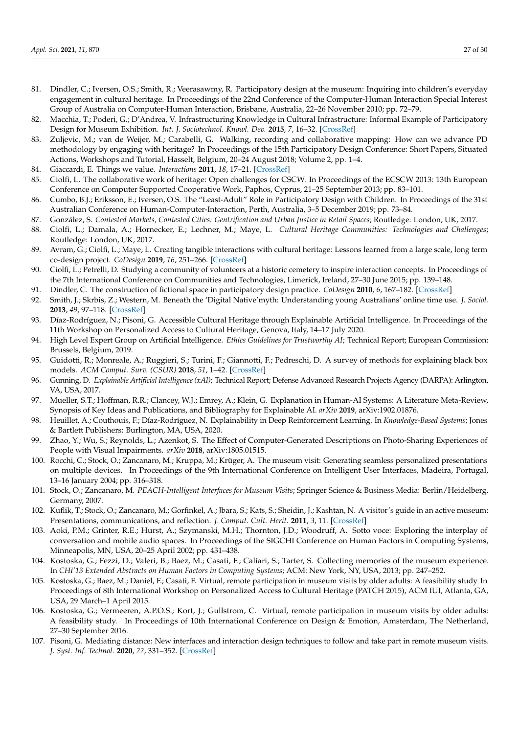81. Dindler, C.; Iversen, O.S.; Smith, R.; Veerasawmy, R. Participatory design at the museum: Inquiring into children's everyday engagement in cultural heritage. In Proceedings of the 22nd Conference of the Computer-Human Interaction Special Interest Group of Australia on Computer-Human Interaction, Brisbane, Australia, 22–26 November 2010; pp. 72–79.
82. Macchia, T.; Poderi, G.; D'Andrea, V. Infrastructuring Knowledge in Cultural Infrastructure: Informal Example of Participatory Design for Museum Exhibition. *Int. J. Sociotechnol. Knowl. Dev.* **2015**, *7*, 16–32. [CrossRef]
83. Zuljevic, M.; van de Weijer, M.; Carabelli, G. Walking, recording and collaborative mapping: How can we advance PD methodology by engaging with heritage? In Proceedings of the 15th Participatory Design Conference: Short Papers, Situated Actions, Workshops and Tutorial, Hasselt, Belgium, 20–24 August 2018; Volume 2, pp. 1–4.
84. Giaccardi, E. Things we value. *Interactions* **2011**, *18*, 17–21. [CrossRef]
85. Ciolfi, L. The collaborative work of heritage: Open challenges for CSCW. In Proceedings of the ECSCW 2013: 13th European Conference on Computer Supported Cooperative Work, Paphos, Cyprus, 21–25 September 2013; pp. 83–101.
86. Cumbo, B.J.; Eriksson, E.; Iversen, O.S. The "Least-Adult" Role in Participatory Design with Children. In Proceedings of the 31st Australian Conference on Human-Computer-Interaction, Perth, Australia, 3–5 December 2019; pp. 73–84.
87. González, S. *Contested Markets, Contested Cities: Gentrification and Urban Justice in Retail Spaces*; Routledge: London, UK, 2017.
88. Ciolfi, L.; Damala, A.; Hornecker, E.; Lechner, M.; Maye, L. *Cultural Heritage Communities: Technologies and Challenges*; Routledge: London, UK, 2017.
89. Avram, G.; Ciolfi, L.; Maye, L. Creating tangible interactions with cultural heritage: Lessons learned from a large scale, long term co-design project. *CoDesign* **2019**, *16*, 251–266. [CrossRef]
90. Ciolfi, L.; Petrelli, D. Studying a community of volunteers at a historic cemetery to inspire interaction concepts. In Proceedings of the 7th International Conference on Communities and Technologies, Limerick, Ireland, 27–30 June 2015; pp. 139–148.
91. Dindler, C. The construction of fictional space in participatory design practice. *CoDesign* **2010**, *6*, 167–182. [CrossRef]
92. Smith, J.; Skrbis, Z.; Western, M. Beneath the 'Digital Native'myth: Understanding young Australians' online time use. *J. Sociol.* **2013**, *49*, 97–118. [CrossRef]
93. Díaz-Rodríguez, N.; Pisoni, G. Accessible Cultural Heritage through Explainable Artificial Intelligence. In Proceedings of the 11th Workshop on Personalized Access to Cultural Heritage, Genova, Italy, 14–17 July 2020.
94. High Level Expert Group on Artificial Intelligence. *Ethics Guidelines for Trustworthy AI*; Technical Report; European Commission: Brussels, Belgium, 2019.
95. Guidotti, R.; Monreale, A.; Ruggieri, S.; Turini, F.; Giannotti, F.; Pedreschi, D. A survey of methods for explaining black box models. *ACM Comput. Surv. (CSUR)* **2018**, *51*, 1–42. [CrossRef]
96. Gunning, D. *Explainable Artificial Intelligence (xAI)*; Technical Report; Defense Advanced Research Projects Agency (DARPA): Arlington, VA, USA, 2017.
97. Mueller, S.T.; Hoffman, R.R.; Clancey, W.J.; Emrey, A.; Klein, G. Explanation in Human-AI Systems: A Literature Meta-Review, Synopsis of Key Ideas and Publications, and Bibliography for Explainable AI. *arXiv* **2019**, arXiv:1902.01876.
98. Heuillet, A.; Couthouis, F.; Díaz-Rodríguez, N. Explainability in Deep Reinforcement Learning. In *Knowledge-Based Systems*; Jones & Bartlett Publishers: Burlington, MA, USA, 2020.
99. Zhao, Y.; Wu, S.; Reynolds, L.; Azenkot, S. The Effect of Computer-Generated Descriptions on Photo-Sharing Experiences of People with Visual Impairments. *arXiv* **2018**, arXiv:1805.01515.
100. Rocchi, C.; Stock, O.; Zancanaro, M.; Kruppa, M.; Krüger, A. The museum visit: Generating seamless personalized presentations on multiple devices. In Proceedings of the 9th International Conference on Intelligent User Interfaces, Madeira, Portugal, 13–16 January 2004; pp. 316–318.
101. Stock, O.; Zancanaro, M. *PEACH-Intelligent Interfaces for Museum Visits*; Springer Science & Business Media: Berlin/Heidelberg, Germany, 2007.
102. Kuflik, T.; Stock, O.; Zancanaro, M.; Gorfinkel, A.; Jbara, S.; Kats, S.; Sheidin, J.; Kashtan, N. A visitor's guide in an active museum: Presentations, communications, and reflection. *J. Comput. Cult. Herit.* **2011**, *3*, 11. [CrossRef]
103. Aoki, P.M.; Grinter, R.E.; Hurst, A.; Szymanski, M.H.; Thornton, J.D.; Woodruff, A. Sotto voce: Exploring the interplay of conversation and mobile audio spaces. In Proceedings of the SIGCHI Conference on Human Factors in Computing Systems, Minneapolis, MN, USA, 20–25 April 2002; pp. 431–438.
104. Kostoska, G.; Fezzi, D.; Valeri, B.; Baez, M.; Casati, F.; Caliari, S.; Tarter, S. Collecting memories of the museum experience. In *CHI'13 Extended Abstracts on Human Factors in Computing Systems*; ACM: New York, NY, USA, 2013; pp. 247–252.
105. Kostoska, G.; Baez, M.; Daniel, F.; Casati, F. Virtual, remote participation in museum visits by older adults: A feasibility study In Proceedings of 8th International Workshop on Personalized Access to Cultural Heritage (PATCH 2015), ACM IUI, Atlanta, GA, USA, 29 March–1 April 2015.
106. Kostoska, G.; Vermeeren, A.P.O.S.; Kort, J.; Gullstrom, C. Virtual, remote participation in museum visits by older adults: A feasibility study. In Proceedings of 10th International Conference on Design & Emotion, Amsterdam, The Netherland, 27–30 September 2016.
107. Pisoni, G. Mediating distance: New interfaces and interaction design techniques to follow and take part in remote museum visits. *J. Syst. Inf. Technol.* **2020**, *22*, 331–352. [CrossRef]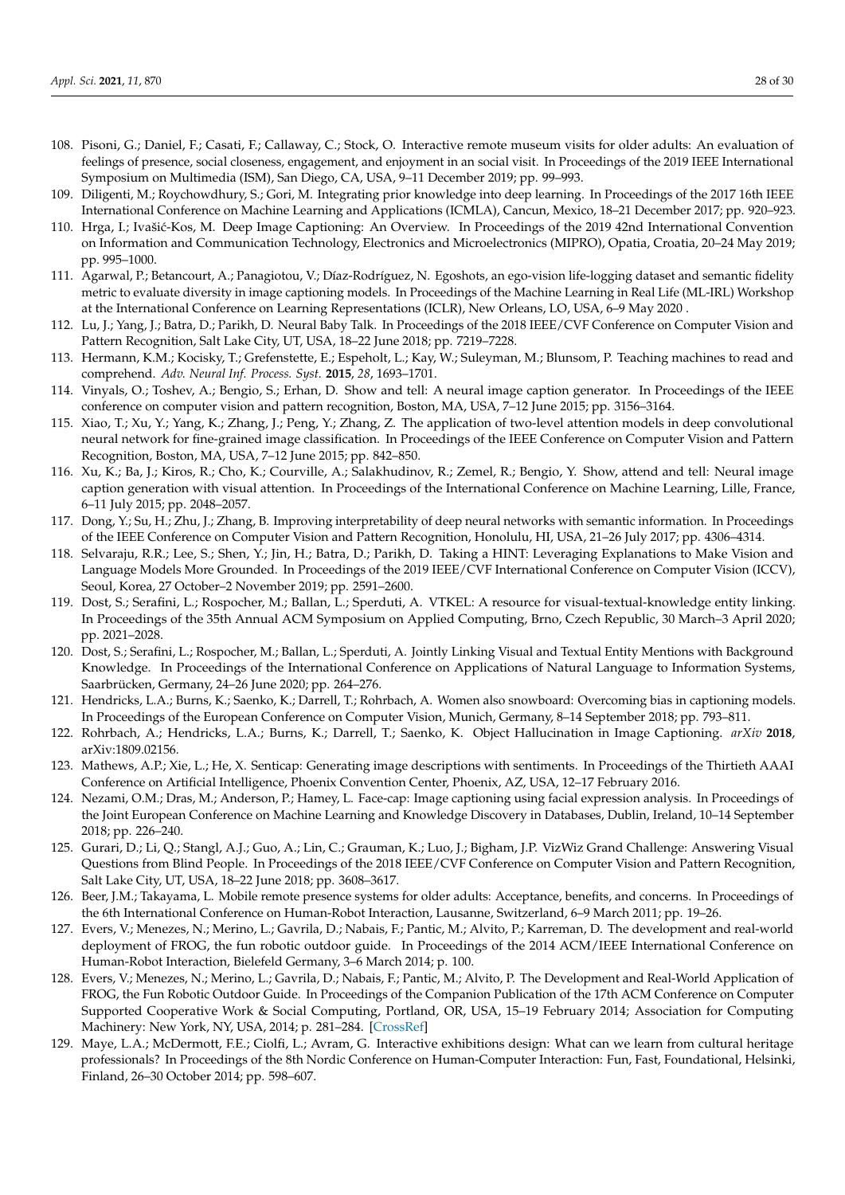108. Pisoni, G.; Daniel, F.; Casati, F.; Callaway, C.; Stock, O. Interactive remote museum visits for older adults: An evaluation of feelings of presence, social closeness, engagement, and enjoyment in an social visit. In Proceedings of the 2019 IEEE International Symposium on Multimedia (ISM), San Diego, CA, USA, 9–11 December 2019; pp. 99–993.
109. Diligenti, M.; Roychowdhury, S.; Gori, M. Integrating prior knowledge into deep learning. In Proceedings of the 2017 16th IEEE International Conference on Machine Learning and Applications (ICMLA), Cancun, Mexico, 18–21 December 2017; pp. 920–923.
110. Hrga, I.; Ivašić-Kos, M. Deep Image Captioning: An Overview. In Proceedings of the 2019 42nd International Convention on Information and Communication Technology, Electronics and Microelectronics (MIPRO), Opatia, Croatia, 20–24 May 2019; pp. 995–1000.
111. Agarwal, P.; Betancourt, A.; Panagiotou, V.; Díaz-Rodríguez, N. Egoshots, an ego-vision life-logging dataset and semantic fidelity metric to evaluate diversity in image captioning models. In Proceedings of the Machine Learning in Real Life (ML-IRL) Workshop at the International Conference on Learning Representations (ICLR), New Orleans, LO, USA, 6–9 May 2020 .
112. Lu, J.; Yang, J.; Batra, D.; Parikh, D. Neural Baby Talk. In Proceedings of the 2018 IEEE/CVF Conference on Computer Vision and Pattern Recognition, Salt Lake City, UT, USA, 18–22 June 2018; pp. 7219–7228.
113. Hermann, K.M.; Kocisky, T.; Grefenstette, E.; Espeholt, L.; Kay, W.; Suleyman, M.; Blunsom, P. Teaching machines to read and comprehend. *Adv. Neural Inf. Process. Syst.* **2015**, *28*, 1693–1701.
114. Vinyals, O.; Toshev, A.; Bengio, S.; Erhan, D. Show and tell: A neural image caption generator. In Proceedings of the IEEE conference on computer vision and pattern recognition, Boston, MA, USA, 7–12 June 2015; pp. 3156–3164.
115. Xiao, T.; Xu, Y.; Yang, K.; Zhang, J.; Peng, Y.; Zhang, Z. The application of two-level attention models in deep convolutional neural network for fine-grained image classification. In Proceedings of the IEEE Conference on Computer Vision and Pattern Recognition, Boston, MA, USA, 7–12 June 2015; pp. 842–850.
116. Xu, K.; Ba, J.; Kiros, R.; Cho, K.; Courville, A.; Salakhudinov, R.; Zemel, R.; Bengio, Y. Show, attend and tell: Neural image caption generation with visual attention. In Proceedings of the International Conference on Machine Learning, Lille, France, 6–11 July 2015; pp. 2048–2057.
117. Dong, Y.; Su, H.; Zhu, J.; Zhang, B. Improving interpretability of deep neural networks with semantic information. In Proceedings of the IEEE Conference on Computer Vision and Pattern Recognition, Honolulu, HI, USA, 21–26 July 2017; pp. 4306–4314.
118. Selvaraju, R.R.; Lee, S.; Shen, Y.; Jin, H.; Batra, D.; Parikh, D. Taking a HINT: Leveraging Explanations to Make Vision and Language Models More Grounded. In Proceedings of the 2019 IEEE/CVF International Conference on Computer Vision (ICCV), Seoul, Korea, 27 October–2 November 2019; pp. 2591–2600.
119. Dost, S.; Serafini, L.; Rospocher, M.; Ballan, L.; Sperduti, A. VTKEL: A resource for visual-textual-knowledge entity linking. In Proceedings of the 35th Annual ACM Symposium on Applied Computing, Brno, Czech Republic, 30 March–3 April 2020; pp. 2021–2028.
120. Dost, S.; Serafini, L.; Rospocher, M.; Ballan, L.; Sperduti, A. Jointly Linking Visual and Textual Entity Mentions with Background Knowledge. In Proceedings of the International Conference on Applications of Natural Language to Information Systems, Saarbrücken, Germany, 24–26 June 2020; pp. 264–276.
121. Hendricks, L.A.; Burns, K.; Saenko, K.; Darrell, T.; Rohrbach, A. Women also snowboard: Overcoming bias in captioning models. In Proceedings of the European Conference on Computer Vision, Munich, Germany, 8–14 September 2018; pp. 793–811.
122. Rohrbach, A.; Hendricks, L.A.; Burns, K.; Darrell, T.; Saenko, K. Object Hallucination in Image Captioning. *arXiv* **2018**, arXiv:1809.02156.
123. Mathews, A.P.; Xie, L.; He, X. Senticap: Generating image descriptions with sentiments. In Proceedings of the Thirtieth AAAI Conference on Artificial Intelligence, Phoenix Convention Center, Phoenix, AZ, USA, 12–17 February 2016.
124. Nezami, O.M.; Dras, M.; Anderson, P.; Hamey, L. Face-cap: Image captioning using facial expression analysis. In Proceedings of the Joint European Conference on Machine Learning and Knowledge Discovery in Databases, Dublin, Ireland, 10–14 September 2018; pp. 226–240.
125. Gurari, D.; Li, Q.; Stangl, A.J.; Guo, A.; Lin, C.; Grauman, K.; Luo, J.; Bigham, J.P. VizWiz Grand Challenge: Answering Visual Questions from Blind People. In Proceedings of the 2018 IEEE/CVF Conference on Computer Vision and Pattern Recognition, Salt Lake City, UT, USA, 18–22 June 2018; pp. 3608–3617.
126. Beer, J.M.; Takayama, L. Mobile remote presence systems for older adults: Acceptance, benefits, and concerns. In Proceedings of the 6th International Conference on Human-Robot Interaction, Lausanne, Switzerland, 6–9 March 2011; pp. 19–26.
127. Evers, V.; Menezes, N.; Merino, L.; Gavrila, D.; Nabais, F.; Pantic, M.; Alvito, P.; Karreman, D. The development and real-world deployment of FROG, the fun robotic outdoor guide. In Proceedings of the 2014 ACM/IEEE International Conference on Human-Robot Interaction, Bielefeld Germany, 3–6 March 2014; p. 100.
128. Evers, V.; Menezes, N.; Merino, L.; Gavrila, D.; Nabais, F.; Pantic, M.; Alvito, P. The Development and Real-World Application of FROG, the Fun Robotic Outdoor Guide. In Proceedings of the Companion Publication of the 17th ACM Conference on Computer Supported Cooperative Work & Social Computing, Portland, OR, USA, 15–19 February 2014; Association for Computing Machinery: New York, NY, USA, 2014; p. 281–284. [CrossRef]
129. Maye, L.A.; McDermott, F.E.; Ciolfi, L.; Avram, G. Interactive exhibitions design: What can we learn from cultural heritage professionals? In Proceedings of the 8th Nordic Conference on Human-Computer Interaction: Fun, Fast, Foundational, Helsinki, Finland, 26–30 October 2014; pp. 598–607.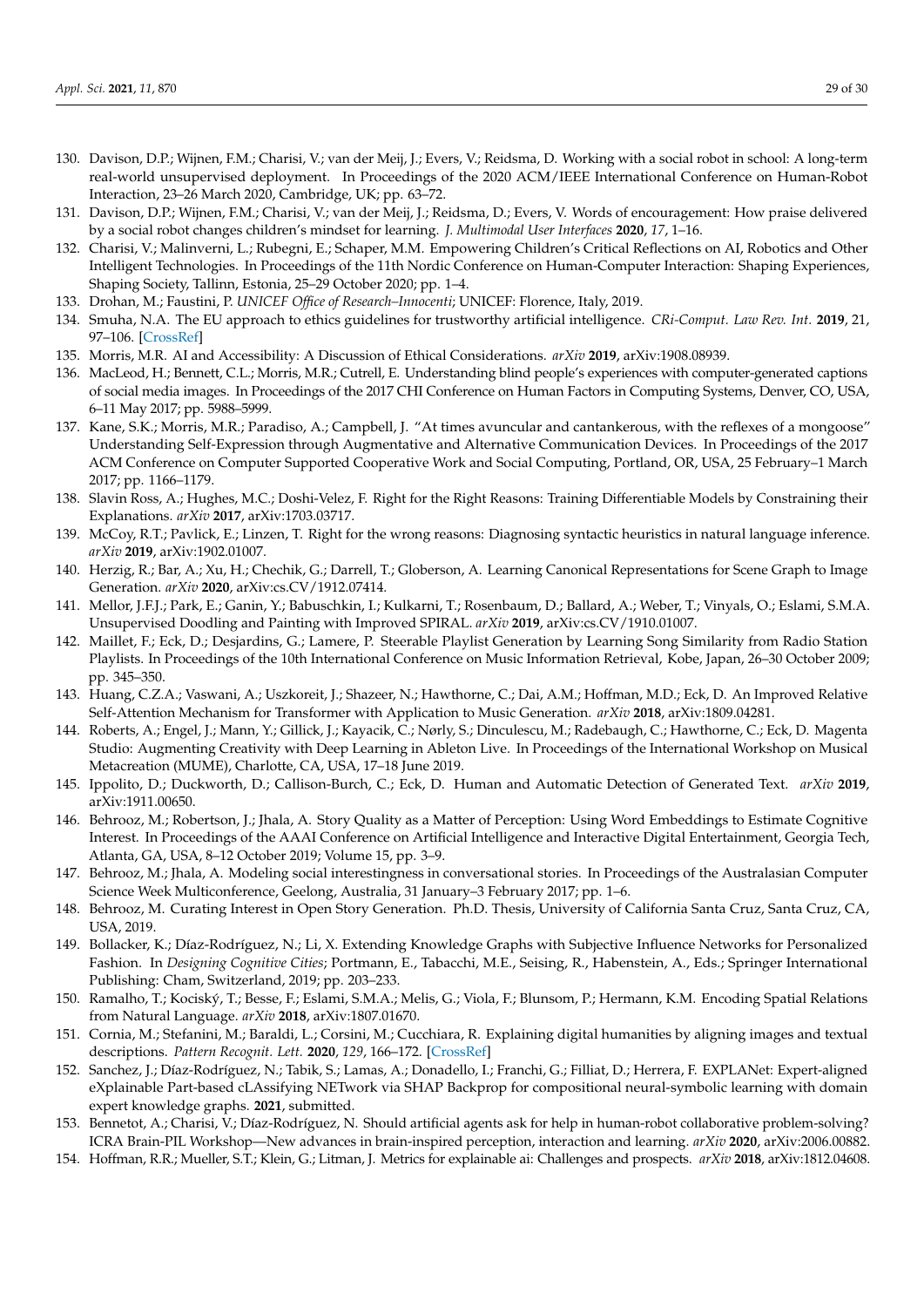130. Davison, D.P.; Wijnen, F.M.; Charisi, V.; van der Meij, J.; Evers, V.; Reidsma, D. Working with a social robot in school: A long-term real-world unsupervised deployment. In Proceedings of the 2020 ACM/IEEE International Conference on Human-Robot Interaction, 23–26 March 2020, Cambridge, UK; pp. 63–72.
131. Davison, D.P.; Wijnen, F.M.; Charisi, V.; van der Meij, J.; Reidsma, D.; Evers, V. Words of encouragement: How praise delivered by a social robot changes children's mindset for learning. *J. Multimodal User Interfaces* **2020**, *17*, 1–16.
132. Charisi, V.; Malinverni, L.; Rubegni, E.; Schaper, M.M. Empowering Children's Critical Reflections on AI, Robotics and Other Intelligent Technologies. In Proceedings of the 11th Nordic Conference on Human-Computer Interaction: Shaping Experiences, Shaping Society, Tallinn, Estonia, 25–29 October 2020; pp. 1–4.
133. Drohan, M.; Faustini, P. *UNICEF Office of Research–Innocenti*; UNICEF: Florence, Italy, 2019.
134. Smuha, N.A. The EU approach to ethics guidelines for trustworthy artificial intelligence. *CRi-Comput. Law Rev. Int.* **2019**, 21, 97–106. [CrossRef]
135. Morris, M.R. AI and Accessibility: A Discussion of Ethical Considerations. *arXiv* **2019**, arXiv:1908.08939.
136. MacLeod, H.; Bennett, C.L.; Morris, M.R.; Cutrell, E. Understanding blind people's experiences with computer-generated captions of social media images. In Proceedings of the 2017 CHI Conference on Human Factors in Computing Systems, Denver, CO, USA, 6–11 May 2017; pp. 5988–5999.
137. Kane, S.K.; Morris, M.R.; Paradiso, A.; Campbell, J. "At times avuncular and cantankerous, with the reflexes of a mongoose" Understanding Self-Expression through Augmentative and Alternative Communication Devices. In Proceedings of the 2017 ACM Conference on Computer Supported Cooperative Work and Social Computing, Portland, OR, USA, 25 February–1 March 2017; pp. 1166–1179.
138. Slavin Ross, A.; Hughes, M.C.; Doshi-Velez, F. Right for the Right Reasons: Training Differentiable Models by Constraining their Explanations. *arXiv* **2017**, arXiv:1703.03717.
139. McCoy, R.T.; Pavlick, E.; Linzen, T. Right for the wrong reasons: Diagnosing syntactic heuristics in natural language inference. *arXiv* **2019**, arXiv:1902.01007.
140. Herzig, R.; Bar, A.; Xu, H.; Chechik, G.; Darrell, T.; Globerson, A. Learning Canonical Representations for Scene Graph to Image Generation. *arXiv* **2020**, arXiv:cs.CV/1912.07414.
141. Mellor, J.F.J.; Park, E.; Ganin, Y.; Babuschkin, I.; Kulkarni, T.; Rosenbaum, D.; Ballard, A.; Weber, T.; Vinyals, O.; Eslami, S.M.A. Unsupervised Doodling and Painting with Improved SPIRAL. *arXiv* **2019**, arXiv:cs.CV/1910.01007.
142. Maillet, F.; Eck, D.; Desjardins, G.; Lamere, P. Steerable Playlist Generation by Learning Song Similarity from Radio Station Playlists. In Proceedings of the 10th International Conference on Music Information Retrieval, Kobe, Japan, 26–30 October 2009; pp. 345–350.
143. Huang, C.Z.A.; Vaswani, A.; Uszkoreit, J.; Shazeer, N.; Hawthorne, C.; Dai, A.M.; Hoffman, M.D.; Eck, D. An Improved Relative Self-Attention Mechanism for Transformer with Application to Music Generation. *arXiv* **2018**, arXiv:1809.04281.
144. Roberts, A.; Engel, J.; Mann, Y.; Gillick, J.; Kayacik, C.; Nørly, S.; Dinculescu, M.; Radebaugh, C.; Hawthorne, C.; Eck, D. Magenta Studio: Augmenting Creativity with Deep Learning in Ableton Live. In Proceedings of the International Workshop on Musical Metacreation (MUME), Charlotte, CA, USA, 17–18 June 2019.
145. Ippolito, D.; Duckworth, D.; Callison-Burch, C.; Eck, D. Human and Automatic Detection of Generated Text. *arXiv* **2019**, arXiv:1911.00650.
146. Behrooz, M.; Robertson, J.; Jhala, A. Story Quality as a Matter of Perception: Using Word Embeddings to Estimate Cognitive Interest. In Proceedings of the AAAI Conference on Artificial Intelligence and Interactive Digital Entertainment, Georgia Tech, Atlanta, GA, USA, 8–12 October 2019; Volume 15, pp. 3–9.
147. Behrooz, M.; Jhala, A. Modeling social interestingness in conversational stories. In Proceedings of the Australasian Computer Science Week Multiconference, Geelong, Australia, 31 January–3 February 2017; pp. 1–6.
148. Behrooz, M. Curating Interest in Open Story Generation. Ph.D. Thesis, University of California Santa Cruz, Santa Cruz, CA, USA, 2019.
149. Bollacker, K.; Díaz-Rodríguez, N.; Li, X. Extending Knowledge Graphs with Subjective Influence Networks for Personalized Fashion. In *Designing Cognitive Cities*; Portmann, E., Tabacchi, M.E., Seising, R., Habenstein, A., Eds.; Springer International Publishing: Cham, Switzerland, 2019; pp. 203–233.
150. Ramalho, T.; Kociský, T.; Besse, F.; Eslami, S.M.A.; Melis, G.; Viola, F.; Blunsom, P.; Hermann, K.M. Encoding Spatial Relations from Natural Language. *arXiv* **2018**, arXiv:1807.01670.
151. Cornia, M.; Stefanini, M.; Baraldi, L.; Corsini, M.; Cucchiara, R. Explaining digital humanities by aligning images and textual descriptions. *Pattern Recognit. Lett.* **2020**, *129*, 166–172. [CrossRef]
152. Sanchez, J.; Díaz-Rodríguez, N.; Tabik, S.; Lamas, A.; Donadello, I.; Franchi, G.; Filliat, D.; Herrera, F. EXPLANet: Expert-aligned eXplainable Part-based cLAssifying NETwork via SHAP Backprop for compositional neural-symbolic learning with domain expert knowledge graphs. **2021**, submitted.
153. Bennetot, A.; Charisi, V.; Díaz-Rodríguez, N. Should artificial agents ask for help in human-robot collaborative problem-solving? ICRA Brain-PIL Workshop—New advances in brain-inspired perception, interaction and learning. *arXiv* **2020**, arXiv:2006.00882.
154. Hoffman, R.R.; Mueller, S.T.; Klein, G.; Litman, J. Metrics for explainable ai: Challenges and prospects. *arXiv* **2018**, arXiv:1812.04608.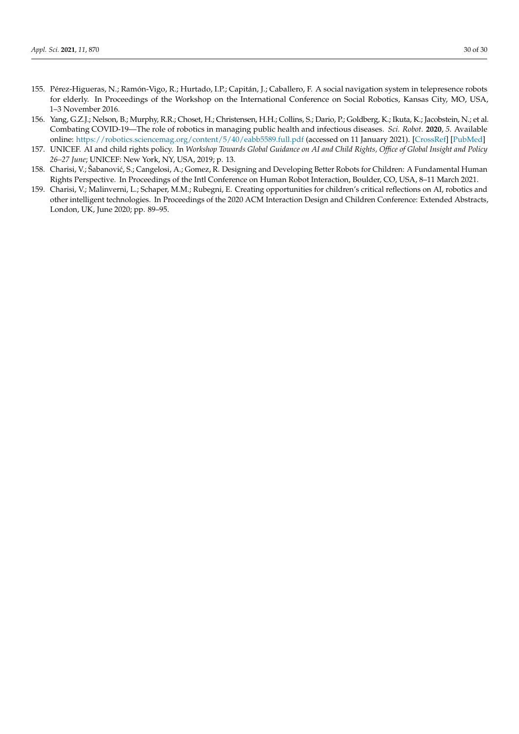155. Pérez-Higueras, N.; Ramón-Vigo, R.; Hurtado, I.P.; Capitán, J.; Caballero, F. A social navigation system in telepresence robots for elderly. In Proceedings of the Workshop on the International Conference on Social Robotics, Kansas City, MO, USA, 1–3 November 2016.
156. Yang, G.Z.J.; Nelson, B.; Murphy, R.R.; Choset, H.; Christensen, H.H.; Collins, S.; Dario, P.; Goldberg, K.; Ikuta, K.; Jacobstein, N.; et al. Combating COVID-19—The role of robotics in managing public health and infectious diseases. *Sci. Robot.* **2020**, *5*. Available online: https://robotics.sciencemag.org/content/5/40/eabb5589.full.pdf (accessed on 11 January 2021). [CrossRef] [PubMed]
157. UNICEF. AI and child rights policy. In *Workshop Towards Global Guidance on AI and Child Rights, Office of Global Insight and Policy 26–27 June*; UNICEF: New York, NY, USA, 2019; p. 13.
158. Charisi, V.; Šabanović, S.; Cangelosi, A.; Gomez, R. Designing and Developing Better Robots for Children: A Fundamental Human Rights Perspective. In Proceedings of the Intl Conference on Human Robot Interaction, Boulder, CO, USA, 8–11 March 2021.
159. Charisi, V.; Malinverni, L.; Schaper, M.M.; Rubegni, E. Creating opportunities for children's critical reflections on AI, robotics and other intelligent technologies. In Proceedings of the 2020 ACM Interaction Design and Children Conference: Extended Abstracts, London, UK, June 2020; pp. 89–95.